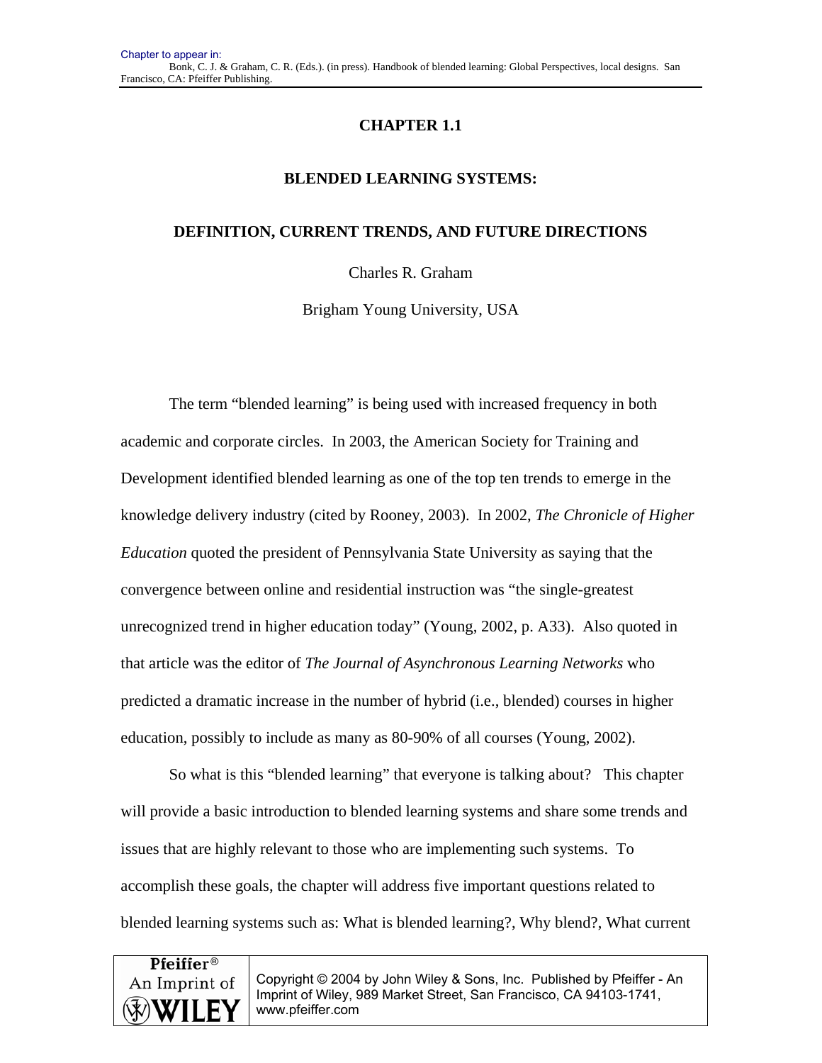Chapter to appear in:
Bonk, C. J. & Graham, C. R. (Eds.). (in press). Handbook of blended learning: Global Perspectives, local designs. San Francisco, CA: Pfeiffer Publishing.

# CHAPTER 1.1

# BLENDED LEARNING SYSTEMS:

# DEFINITION, CURRENT TRENDS, AND FUTURE DIRECTIONS

Charles R. Graham

Brigham Young University, USA

The term "blended learning" is being used with increased frequency in both academic and corporate circles. In 2003, the American Society for Training and Development identified blended learning as one of the top ten trends to emerge in the knowledge delivery industry (cited by Rooney, 2003). In 2002, *The Chronicle of Higher Education* quoted the president of Pennsylvania State University as saying that the convergence between online and residential instruction was "the single-greatest unrecognized trend in higher education today" (Young, 2002, p. A33). Also quoted in that article was the editor of *The Journal of Asynchronous Learning Networks* who predicted a dramatic increase in the number of hybrid (i.e., blended) courses in higher education, possibly to include as many as 80-90% of all courses (Young, 2002).

So what is this "blended learning" that everyone is talking about? This chapter will provide a basic introduction to blended learning systems and share some trends and issues that are highly relevant to those who are implementing such systems. To accomplish these goals, the chapter will address five important questions related to blended learning systems such as: What is blended learning?, Why blend?, What current

Pfeiffer® An Imprint of WILEY — Copyright © 2004 by John Wiley & Sons, Inc. Published by Pfeiffer - An Imprint of Wiley, 989 Market Street, San Francisco, CA 94103-1741, www.pfeiffer.com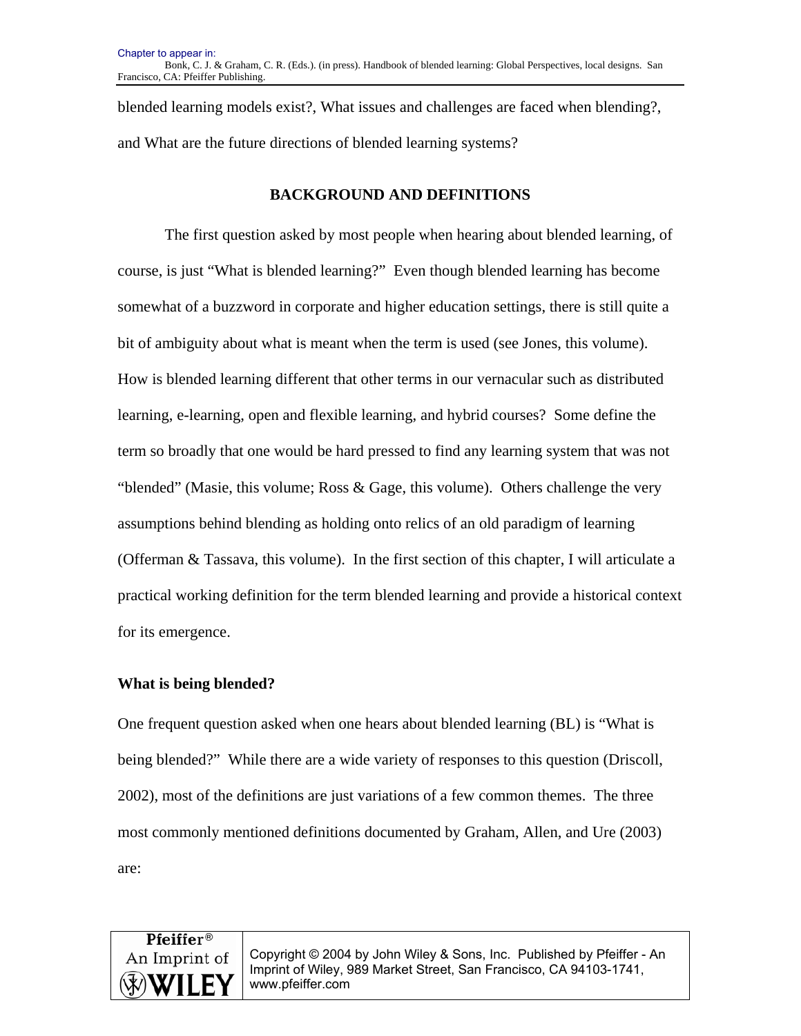blended learning models exist?, What issues and challenges are faced when blending?, and What are the future directions of blended learning systems?

## BACKGROUND AND DEFINITIONS

The first question asked by most people when hearing about blended learning, of course, is just "What is blended learning?" Even though blended learning has become somewhat of a buzzword in corporate and higher education settings, there is still quite a bit of ambiguity about what is meant when the term is used (see Jones, this volume). How is blended learning different that other terms in our vernacular such as distributed learning, e-learning, open and flexible learning, and hybrid courses? Some define the term so broadly that one would be hard pressed to find any learning system that was not "blended" (Masie, this volume; Ross & Gage, this volume). Others challenge the very assumptions behind blending as holding onto relics of an old paradigm of learning (Offerman & Tassava, this volume). In the first section of this chapter, I will articulate a practical working definition for the term blended learning and provide a historical context for its emergence.

### What is being blended?

One frequent question asked when one hears about blended learning (BL) is "What is being blended?" While there are a wide variety of responses to this question (Driscoll, 2002), most of the definitions are just variations of a few common themes. The three most commonly mentioned definitions documented by Graham, Allen, and Ure (2003) are: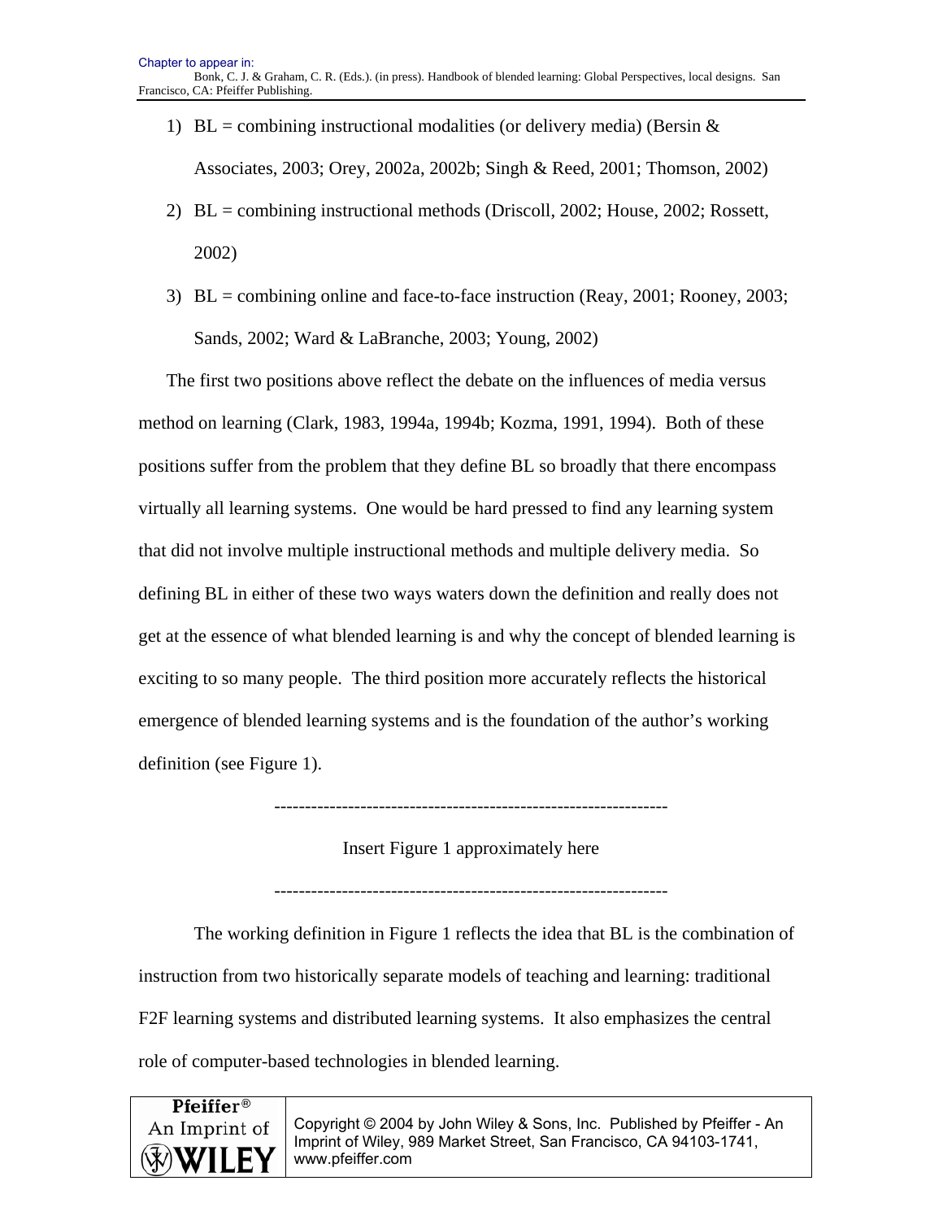1) BL = combining instructional modalities (or delivery media) (Bersin & Associates, 2003; Orey, 2002a, 2002b; Singh & Reed, 2001; Thomson, 2002)
2) BL = combining instructional methods (Driscoll, 2002; House, 2002; Rossett, 2002)
3) BL = combining online and face-to-face instruction (Reay, 2001; Rooney, 2003; Sands, 2002; Ward & LaBranche, 2003; Young, 2002)

The first two positions above reflect the debate on the influences of media versus method on learning (Clark, 1983, 1994a, 1994b; Kozma, 1991, 1994). Both of these positions suffer from the problem that they define BL so broadly that there encompass virtually all learning systems. One would be hard pressed to find any learning system that did not involve multiple instructional methods and multiple delivery media. So defining BL in either of these two ways waters down the definition and really does not get at the essence of what blended learning is and why the concept of blended learning is exciting to so many people. The third position more accurately reflects the historical emergence of blended learning systems and is the foundation of the author's working definition (see Figure 1).

----------------------------------------------------------------

Insert Figure 1 approximately here

----------------------------------------------------------------

The working definition in Figure 1 reflects the idea that BL is the combination of instruction from two historically separate models of teaching and learning: traditional F2F learning systems and distributed learning systems. It also emphasizes the central role of computer-based technologies in blended learning.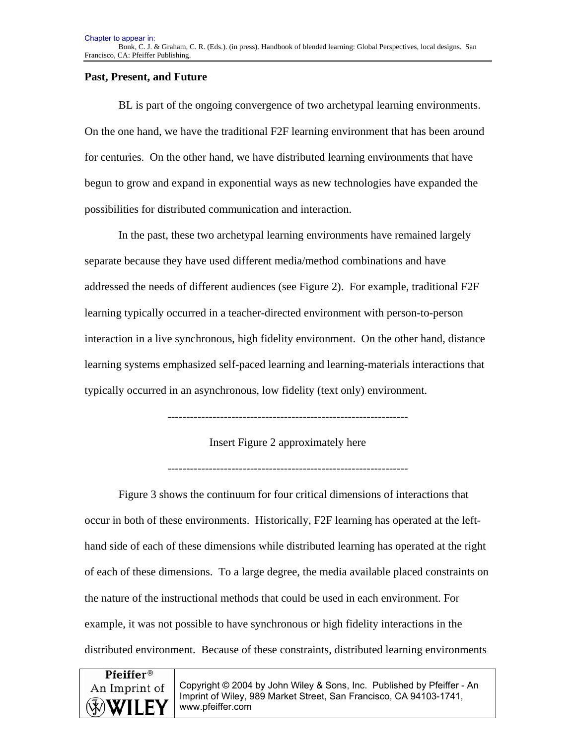## Past, Present, and Future

BL is part of the ongoing convergence of two archetypal learning environments. On the one hand, we have the traditional F2F learning environment that has been around for centuries. On the other hand, we have distributed learning environments that have begun to grow and expand in exponential ways as new technologies have expanded the possibilities for distributed communication and interaction.

In the past, these two archetypal learning environments have remained largely separate because they have used different media/method combinations and have addressed the needs of different audiences (see Figure 2). For example, traditional F2F learning typically occurred in a teacher-directed environment with person-to-person interaction in a live synchronous, high fidelity environment. On the other hand, distance learning systems emphasized self-paced learning and learning-materials interactions that typically occurred in an asynchronous, low fidelity (text only) environment.

---------------------------------------------------------------

Insert Figure 2 approximately here

---------------------------------------------------------------

Figure 3 shows the continuum for four critical dimensions of interactions that occur in both of these environments. Historically, F2F learning has operated at the left-hand side of each of these dimensions while distributed learning has operated at the right of each of these dimensions. To a large degree, the media available placed constraints on the nature of the instructional methods that could be used in each environment. For example, it was not possible to have synchronous or high fidelity interactions in the distributed environment. Because of these constraints, distributed learning environments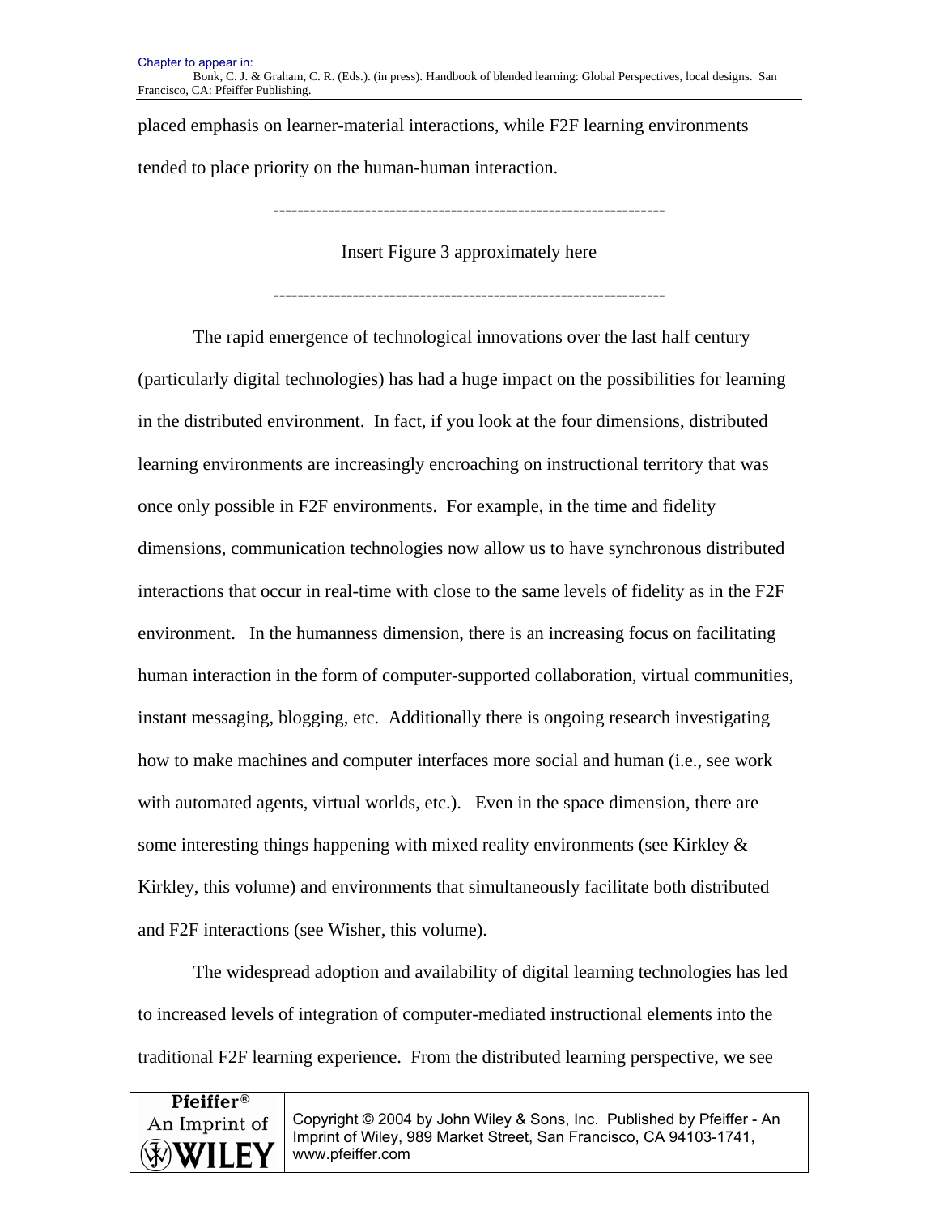placed emphasis on learner-material interactions, while F2F learning environments tended to place priority on the human-human interaction.

---------------------------------------------------------------

Insert Figure 3 approximately here

---------------------------------------------------------------

The rapid emergence of technological innovations over the last half century (particularly digital technologies) has had a huge impact on the possibilities for learning in the distributed environment. In fact, if you look at the four dimensions, distributed learning environments are increasingly encroaching on instructional territory that was once only possible in F2F environments. For example, in the time and fidelity dimensions, communication technologies now allow us to have synchronous distributed interactions that occur in real-time with close to the same levels of fidelity as in the F2F environment. In the humanness dimension, there is an increasing focus on facilitating human interaction in the form of computer-supported collaboration, virtual communities, instant messaging, blogging, etc. Additionally there is ongoing research investigating how to make machines and computer interfaces more social and human (i.e., see work with automated agents, virtual worlds, etc.). Even in the space dimension, there are some interesting things happening with mixed reality environments (see Kirkley & Kirkley, this volume) and environments that simultaneously facilitate both distributed and F2F interactions (see Wisher, this volume).

The widespread adoption and availability of digital learning technologies has led to increased levels of integration of computer-mediated instructional elements into the traditional F2F learning experience. From the distributed learning perspective, we see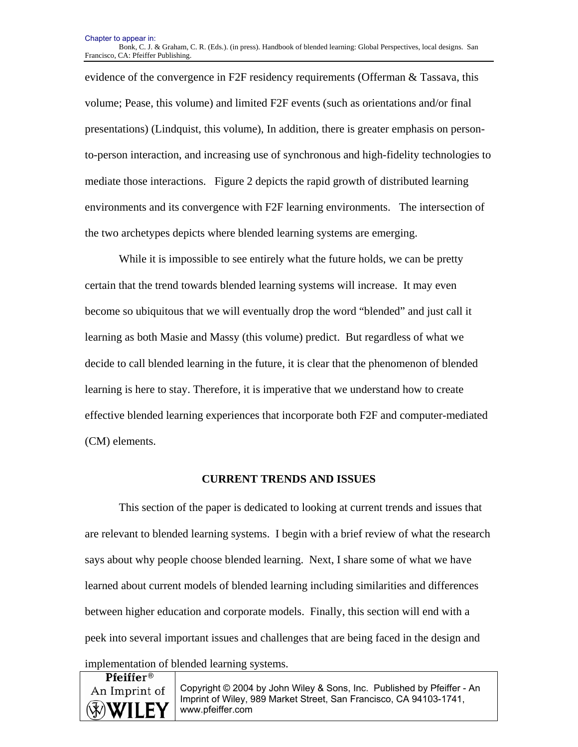evidence of the convergence in F2F residency requirements (Offerman & Tassava, this volume; Pease, this volume) and limited F2F events (such as orientations and/or final presentations) (Lindquist, this volume), In addition, there is greater emphasis on person-to-person interaction, and increasing use of synchronous and high-fidelity technologies to mediate those interactions. Figure 2 depicts the rapid growth of distributed learning environments and its convergence with F2F learning environments. The intersection of the two archetypes depicts where blended learning systems are emerging.

While it is impossible to see entirely what the future holds, we can be pretty certain that the trend towards blended learning systems will increase. It may even become so ubiquitous that we will eventually drop the word "blended" and just call it learning as both Masie and Massy (this volume) predict. But regardless of what we decide to call blended learning in the future, it is clear that the phenomenon of blended learning is here to stay. Therefore, it is imperative that we understand how to create effective blended learning experiences that incorporate both F2F and computer-mediated (CM) elements.

## CURRENT TRENDS AND ISSUES

This section of the paper is dedicated to looking at current trends and issues that are relevant to blended learning systems. I begin with a brief review of what the research says about why people choose blended learning. Next, I share some of what we have learned about current models of blended learning including similarities and differences between higher education and corporate models. Finally, this section will end with a peek into several important issues and challenges that are being faced in the design and implementation of blended learning systems.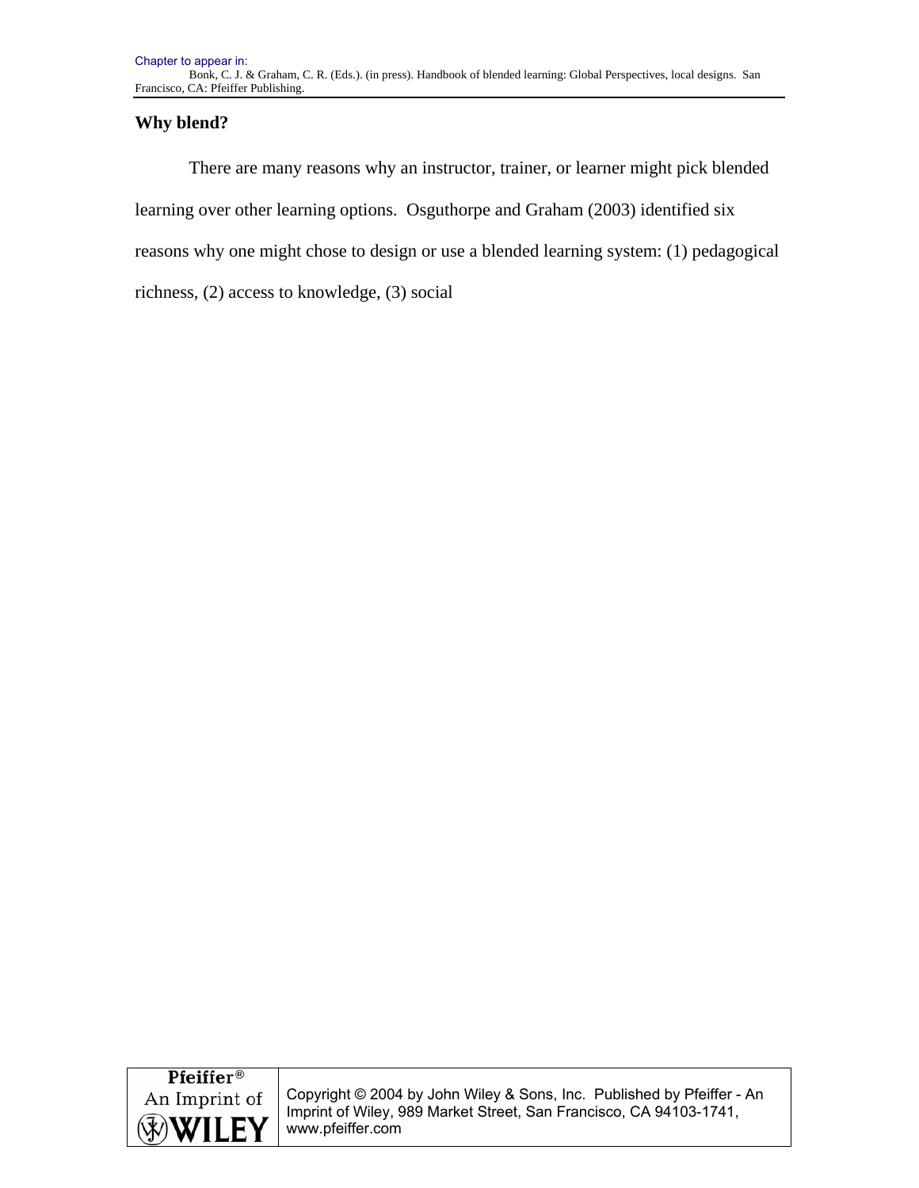**Why blend?**

There are many reasons why an instructor, trainer, or learner might pick blended learning over other learning options. Osguthorpe and Graham (2003) identified six reasons why one might chose to design or use a blended learning system: (1) pedagogical richness, (2) access to knowledge, (3) social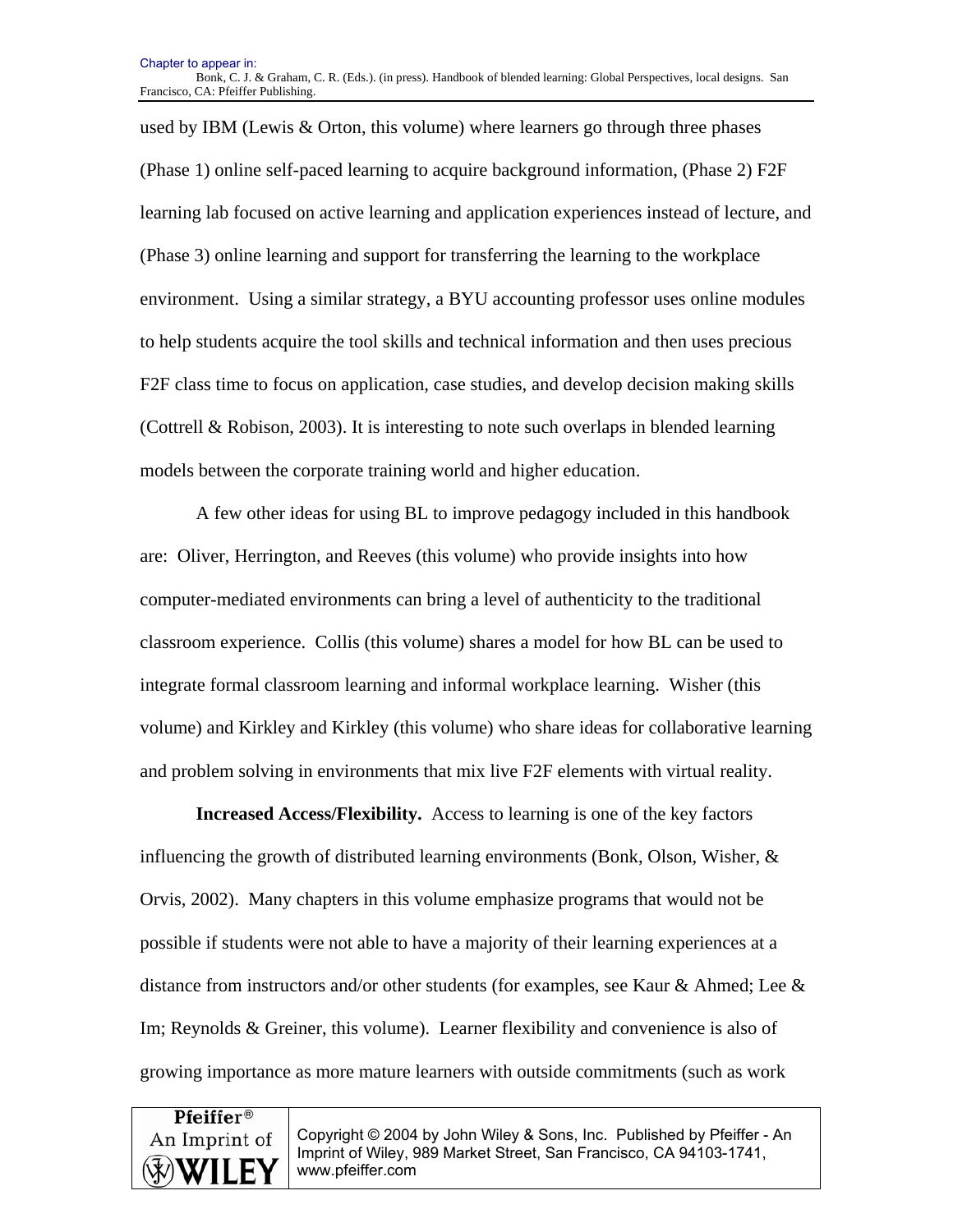used by IBM (Lewis & Orton, this volume) where learners go through three phases (Phase 1) online self-paced learning to acquire background information, (Phase 2) F2F learning lab focused on active learning and application experiences instead of lecture, and (Phase 3) online learning and support for transferring the learning to the workplace environment. Using a similar strategy, a BYU accounting professor uses online modules to help students acquire the tool skills and technical information and then uses precious F2F class time to focus on application, case studies, and develop decision making skills (Cottrell & Robison, 2003). It is interesting to note such overlaps in blended learning models between the corporate training world and higher education.

A few other ideas for using BL to improve pedagogy included in this handbook are: Oliver, Herrington, and Reeves (this volume) who provide insights into how computer-mediated environments can bring a level of authenticity to the traditional classroom experience. Collis (this volume) shares a model for how BL can be used to integrate formal classroom learning and informal workplace learning. Wisher (this volume) and Kirkley and Kirkley (this volume) who share ideas for collaborative learning and problem solving in environments that mix live F2F elements with virtual reality.

**Increased Access/Flexibility.** Access to learning is one of the key factors influencing the growth of distributed learning environments (Bonk, Olson, Wisher, & Orvis, 2002). Many chapters in this volume emphasize programs that would not be possible if students were not able to have a majority of their learning experiences at a distance from instructors and/or other students (for examples, see Kaur & Ahmed; Lee & Im; Reynolds & Greiner, this volume). Learner flexibility and convenience is also of growing importance as more mature learners with outside commitments (such as work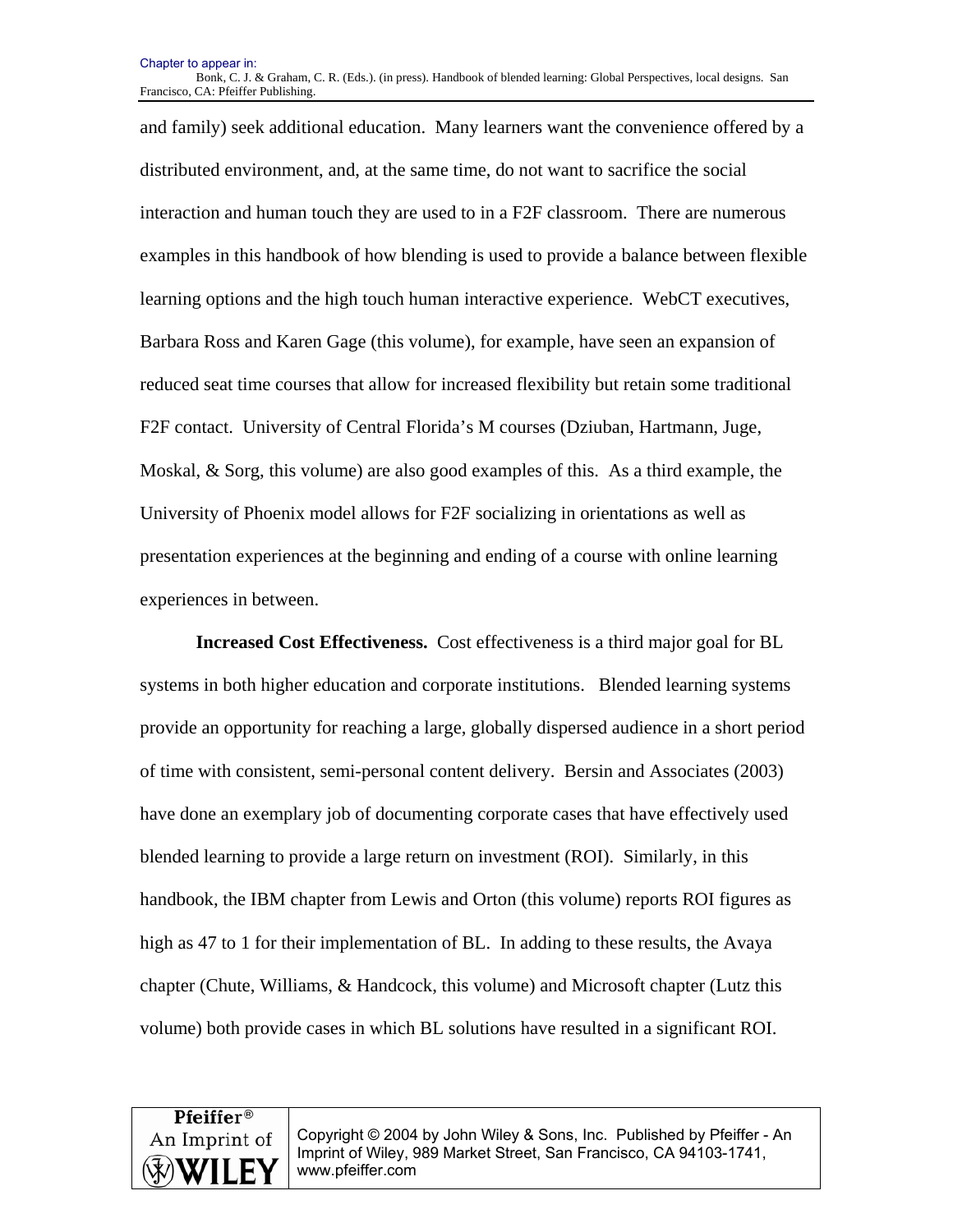and family) seek additional education. Many learners want the convenience offered by a distributed environment, and, at the same time, do not want to sacrifice the social interaction and human touch they are used to in a F2F classroom. There are numerous examples in this handbook of how blending is used to provide a balance between flexible learning options and the high touch human interactive experience. WebCT executives, Barbara Ross and Karen Gage (this volume), for example, have seen an expansion of reduced seat time courses that allow for increased flexibility but retain some traditional F2F contact. University of Central Florida's M courses (Dziuban, Hartmann, Juge, Moskal, & Sorg, this volume) are also good examples of this. As a third example, the University of Phoenix model allows for F2F socializing in orientations as well as presentation experiences at the beginning and ending of a course with online learning experiences in between.

**Increased Cost Effectiveness.** Cost effectiveness is a third major goal for BL systems in both higher education and corporate institutions. Blended learning systems provide an opportunity for reaching a large, globally dispersed audience in a short period of time with consistent, semi-personal content delivery. Bersin and Associates (2003) have done an exemplary job of documenting corporate cases that have effectively used blended learning to provide a large return on investment (ROI). Similarly, in this handbook, the IBM chapter from Lewis and Orton (this volume) reports ROI figures as high as 47 to 1 for their implementation of BL. In adding to these results, the Avaya chapter (Chute, Williams, & Handcock, this volume) and Microsoft chapter (Lutz this volume) both provide cases in which BL solutions have resulted in a significant ROI.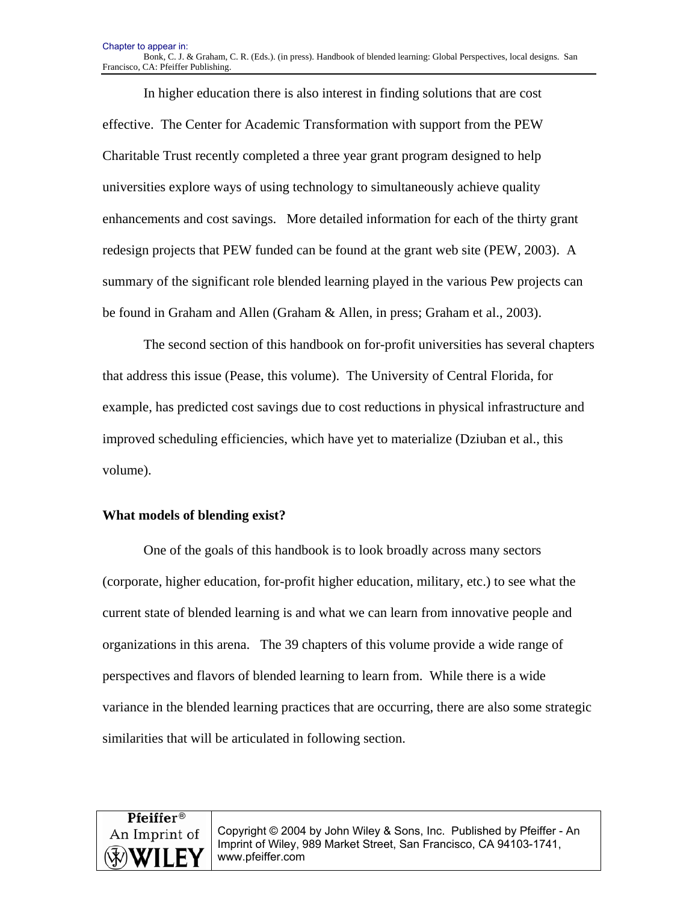In higher education there is also interest in finding solutions that are cost effective. The Center for Academic Transformation with support from the PEW Charitable Trust recently completed a three year grant program designed to help universities explore ways of using technology to simultaneously achieve quality enhancements and cost savings. More detailed information for each of the thirty grant redesign projects that PEW funded can be found at the grant web site (PEW, 2003). A summary of the significant role blended learning played in the various Pew projects can be found in Graham and Allen (Graham & Allen, in press; Graham et al., 2003).

The second section of this handbook on for-profit universities has several chapters that address this issue (Pease, this volume). The University of Central Florida, for example, has predicted cost savings due to cost reductions in physical infrastructure and improved scheduling efficiencies, which have yet to materialize (Dziuban et al., this volume).

**What models of blending exist?**

One of the goals of this handbook is to look broadly across many sectors (corporate, higher education, for-profit higher education, military, etc.) to see what the current state of blended learning is and what we can learn from innovative people and organizations in this arena. The 39 chapters of this volume provide a wide range of perspectives and flavors of blended learning to learn from. While there is a wide variance in the blended learning practices that are occurring, there are also some strategic similarities that will be articulated in following section.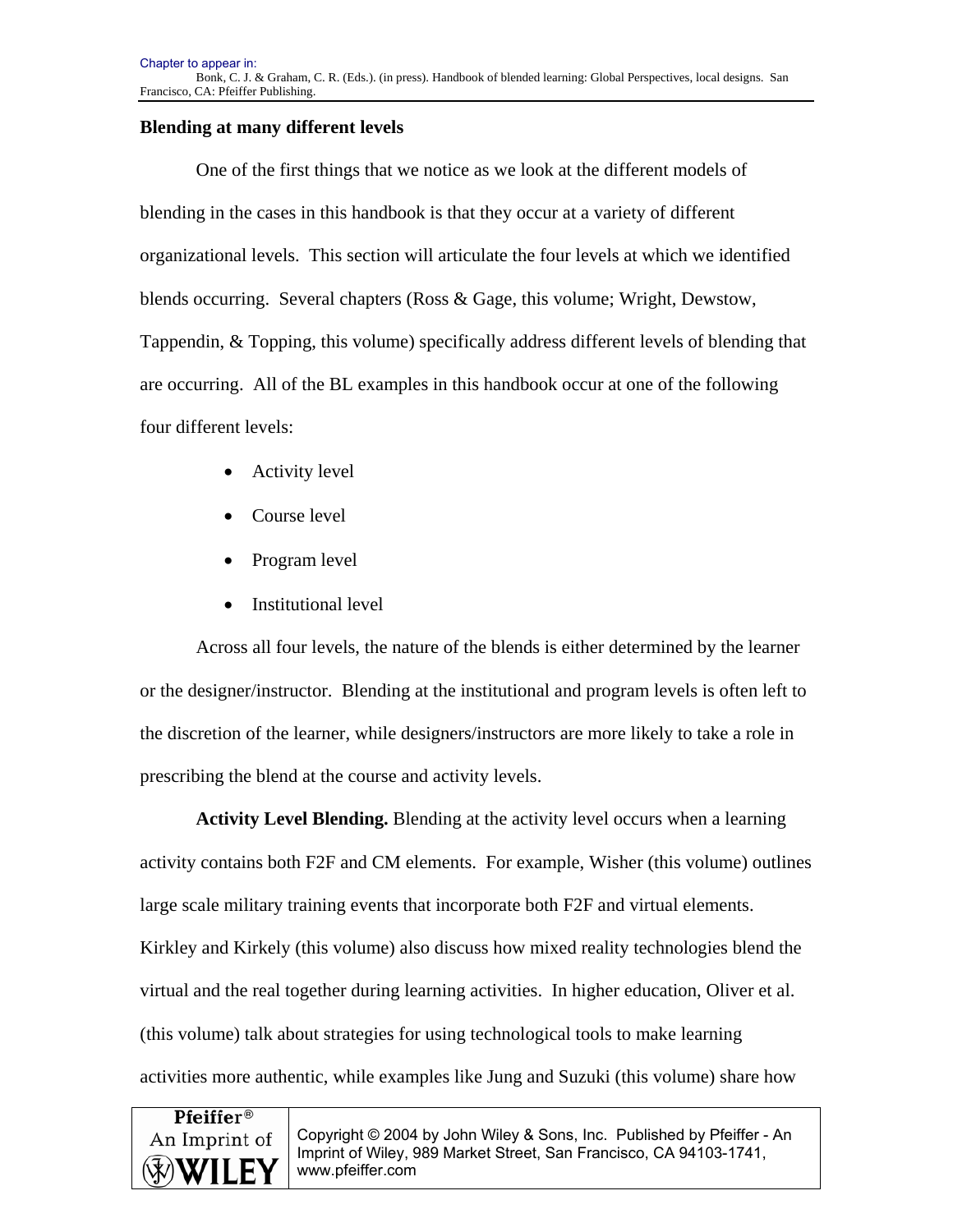## Blending at many different levels

One of the first things that we notice as we look at the different models of blending in the cases in this handbook is that they occur at a variety of different organizational levels. This section will articulate the four levels at which we identified blends occurring. Several chapters (Ross & Gage, this volume; Wright, Dewstow, Tappendin, & Topping, this volume) specifically address different levels of blending that are occurring. All of the BL examples in this handbook occur at one of the following four different levels:

- Activity level
- Course level
- Program level
- Institutional level

Across all four levels, the nature of the blends is either determined by the learner or the designer/instructor. Blending at the institutional and program levels is often left to the discretion of the learner, while designers/instructors are more likely to take a role in prescribing the blend at the course and activity levels.

**Activity Level Blending.** Blending at the activity level occurs when a learning activity contains both F2F and CM elements. For example, Wisher (this volume) outlines large scale military training events that incorporate both F2F and virtual elements. Kirkley and Kirkely (this volume) also discuss how mixed reality technologies blend the virtual and the real together during learning activities. In higher education, Oliver et al. (this volume) talk about strategies for using technological tools to make learning activities more authentic, while examples like Jung and Suzuki (this volume) share how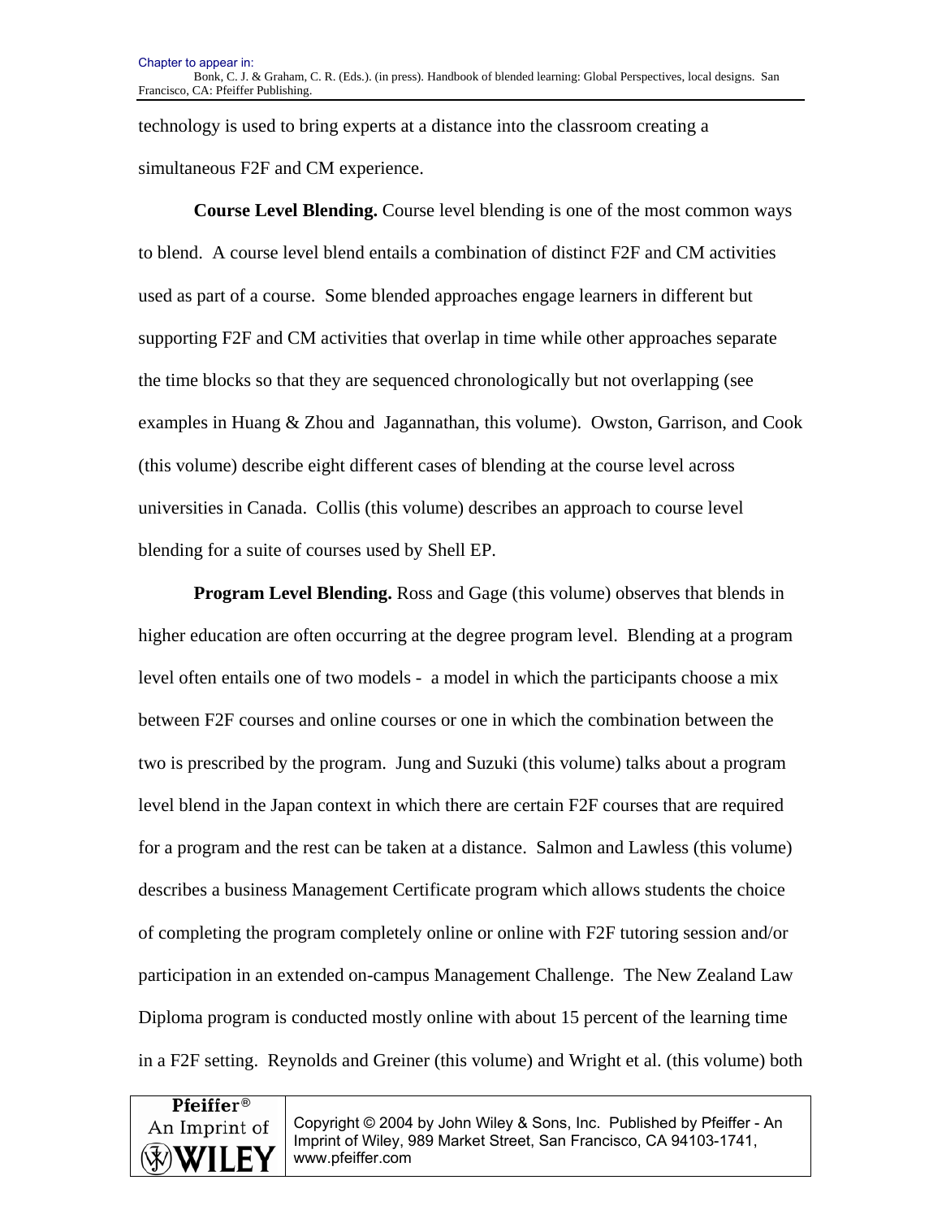technology is used to bring experts at a distance into the classroom creating a simultaneous F2F and CM experience.

**Course Level Blending.** Course level blending is one of the most common ways to blend. A course level blend entails a combination of distinct F2F and CM activities used as part of a course. Some blended approaches engage learners in different but supporting F2F and CM activities that overlap in time while other approaches separate the time blocks so that they are sequenced chronologically but not overlapping (see examples in Huang & Zhou and Jagannathan, this volume). Owston, Garrison, and Cook (this volume) describe eight different cases of blending at the course level across universities in Canada. Collis (this volume) describes an approach to course level blending for a suite of courses used by Shell EP.

**Program Level Blending.** Ross and Gage (this volume) observes that blends in higher education are often occurring at the degree program level. Blending at a program level often entails one of two models - a model in which the participants choose a mix between F2F courses and online courses or one in which the combination between the two is prescribed by the program. Jung and Suzuki (this volume) talks about a program level blend in the Japan context in which there are certain F2F courses that are required for a program and the rest can be taken at a distance. Salmon and Lawless (this volume) describes a business Management Certificate program which allows students the choice of completing the program completely online or online with F2F tutoring session and/or participation in an extended on-campus Management Challenge. The New Zealand Law Diploma program is conducted mostly online with about 15 percent of the learning time in a F2F setting. Reynolds and Greiner (this volume) and Wright et al. (this volume) both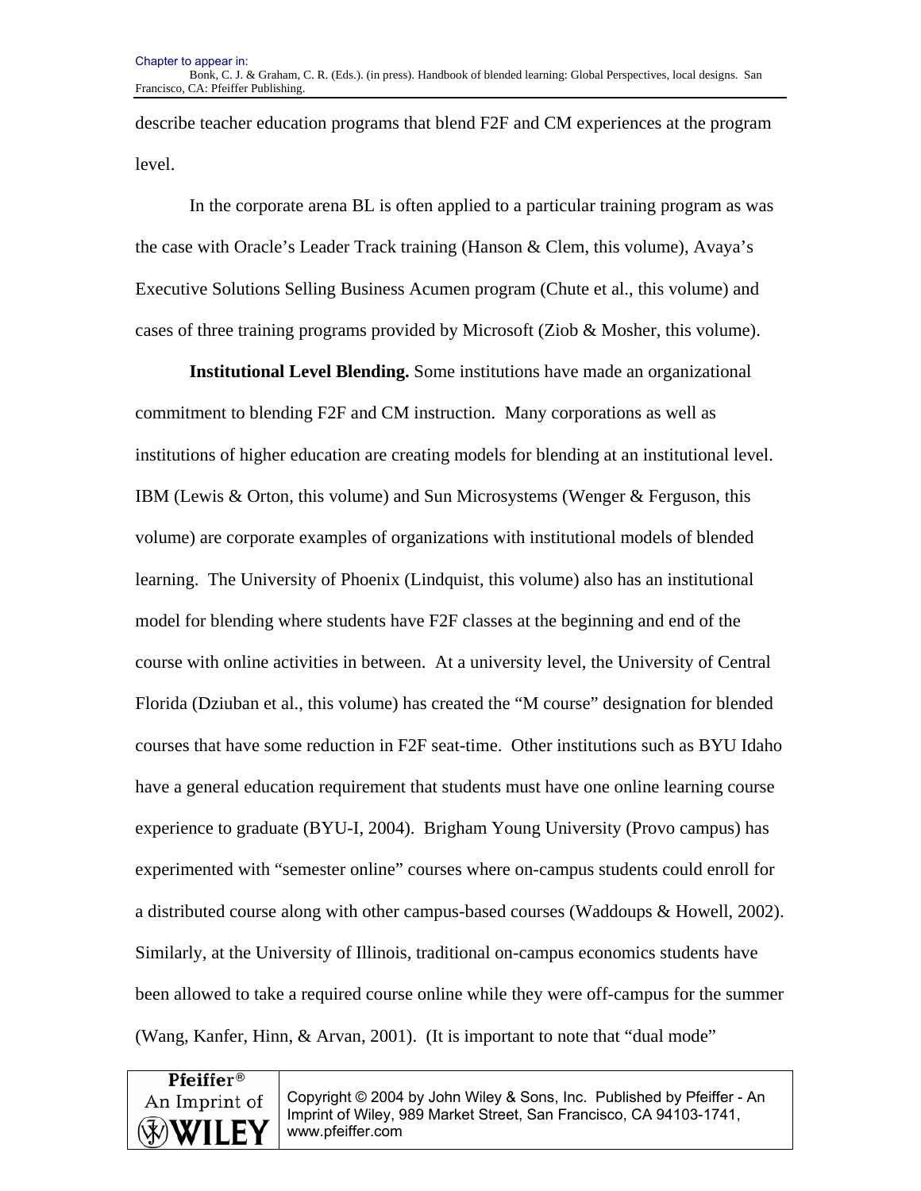describe teacher education programs that blend F2F and CM experiences at the program level.

In the corporate arena BL is often applied to a particular training program as was the case with Oracle's Leader Track training (Hanson & Clem, this volume), Avaya's Executive Solutions Selling Business Acumen program (Chute et al., this volume) and cases of three training programs provided by Microsoft (Ziob & Mosher, this volume).

**Institutional Level Blending.** Some institutions have made an organizational commitment to blending F2F and CM instruction. Many corporations as well as institutions of higher education are creating models for blending at an institutional level. IBM (Lewis & Orton, this volume) and Sun Microsystems (Wenger & Ferguson, this volume) are corporate examples of organizations with institutional models of blended learning. The University of Phoenix (Lindquist, this volume) also has an institutional model for blending where students have F2F classes at the beginning and end of the course with online activities in between. At a university level, the University of Central Florida (Dziuban et al., this volume) has created the "M course" designation for blended courses that have some reduction in F2F seat-time. Other institutions such as BYU Idaho have a general education requirement that students must have one online learning course experience to graduate (BYU-I, 2004). Brigham Young University (Provo campus) has experimented with "semester online" courses where on-campus students could enroll for a distributed course along with other campus-based courses (Waddoups & Howell, 2002). Similarly, at the University of Illinois, traditional on-campus economics students have been allowed to take a required course online while they were off-campus for the summer (Wang, Kanfer, Hinn, & Arvan, 2001). (It is important to note that "dual mode"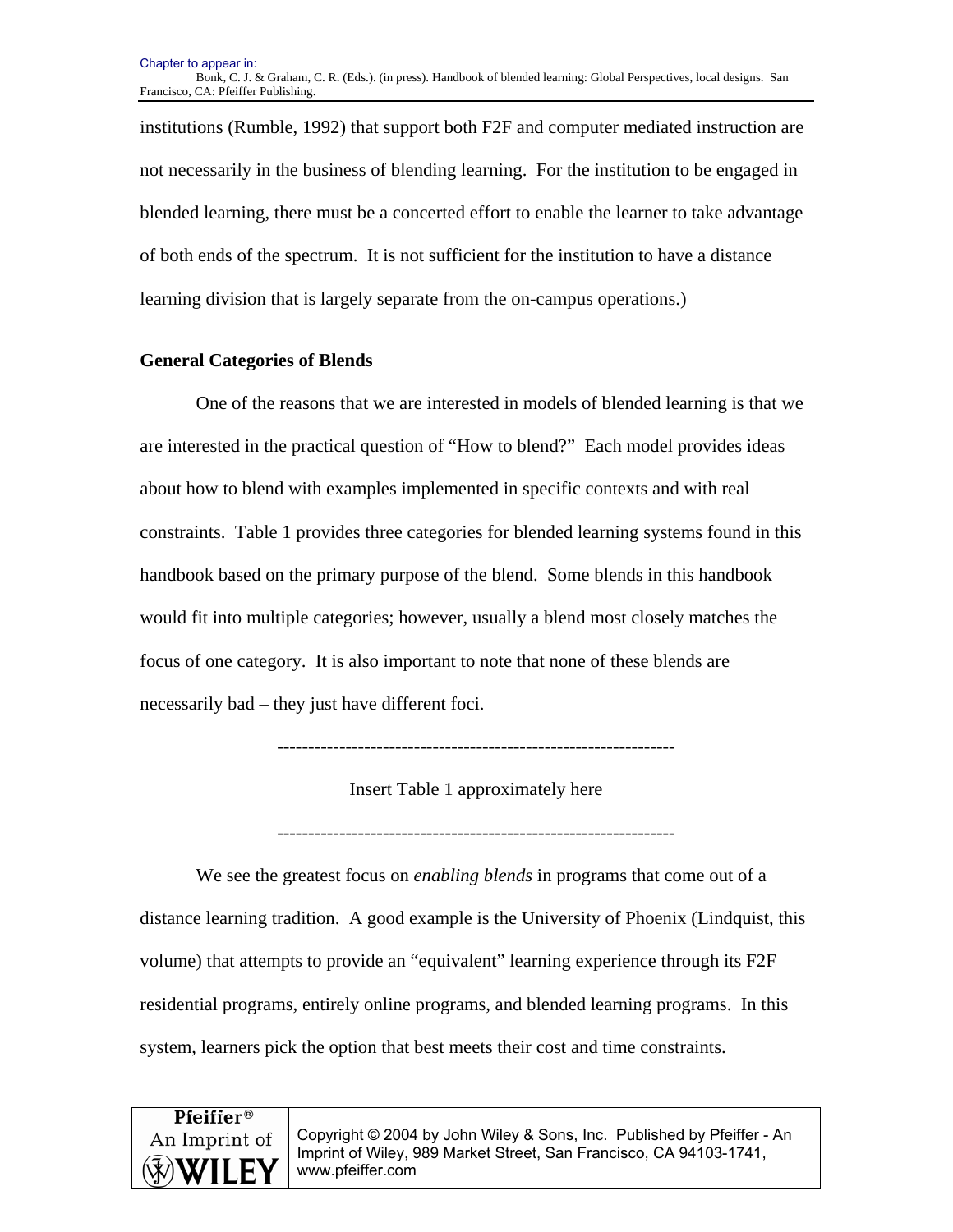institutions (Rumble, 1992) that support both F2F and computer mediated instruction are not necessarily in the business of blending learning. For the institution to be engaged in blended learning, there must be a concerted effort to enable the learner to take advantage of both ends of the spectrum. It is not sufficient for the institution to have a distance learning division that is largely separate from the on-campus operations.)

**General Categories of Blends**

One of the reasons that we are interested in models of blended learning is that we are interested in the practical question of "How to blend?" Each model provides ideas about how to blend with examples implemented in specific contexts and with real constraints. Table 1 provides three categories for blended learning systems found in this handbook based on the primary purpose of the blend. Some blends in this handbook would fit into multiple categories; however, usually a blend most closely matches the focus of one category. It is also important to note that none of these blends are necessarily bad – they just have different foci.

----------------------------------------------------------------

Insert Table 1 approximately here

----------------------------------------------------------------

We see the greatest focus on *enabling blends* in programs that come out of a distance learning tradition. A good example is the University of Phoenix (Lindquist, this volume) that attempts to provide an "equivalent" learning experience through its F2F residential programs, entirely online programs, and blended learning programs. In this system, learners pick the option that best meets their cost and time constraints.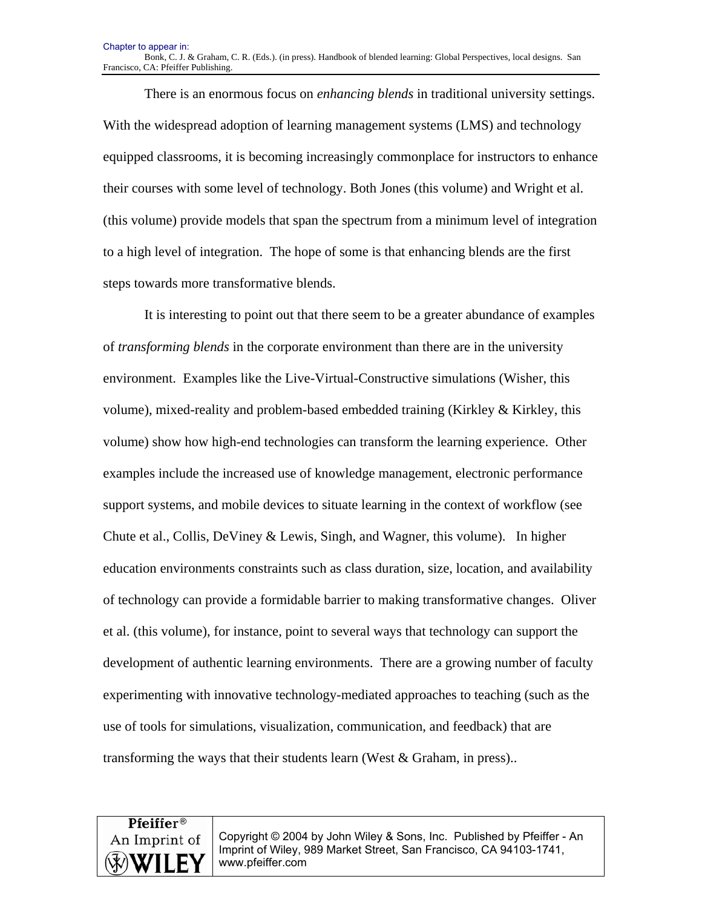There is an enormous focus on *enhancing blends* in traditional university settings. With the widespread adoption of learning management systems (LMS) and technology equipped classrooms, it is becoming increasingly commonplace for instructors to enhance their courses with some level of technology. Both Jones (this volume) and Wright et al. (this volume) provide models that span the spectrum from a minimum level of integration to a high level of integration. The hope of some is that enhancing blends are the first steps towards more transformative blends.

It is interesting to point out that there seem to be a greater abundance of examples of *transforming blends* in the corporate environment than there are in the university environment. Examples like the Live-Virtual-Constructive simulations (Wisher, this volume), mixed-reality and problem-based embedded training (Kirkley & Kirkley, this volume) show how high-end technologies can transform the learning experience. Other examples include the increased use of knowledge management, electronic performance support systems, and mobile devices to situate learning in the context of workflow (see Chute et al., Collis, DeViney & Lewis, Singh, and Wagner, this volume). In higher education environments constraints such as class duration, size, location, and availability of technology can provide a formidable barrier to making transformative changes. Oliver et al. (this volume), for instance, point to several ways that technology can support the development of authentic learning environments. There are a growing number of faculty experimenting with innovative technology-mediated approaches to teaching (such as the use of tools for simulations, visualization, communication, and feedback) that are transforming the ways that their students learn (West & Graham, in press)..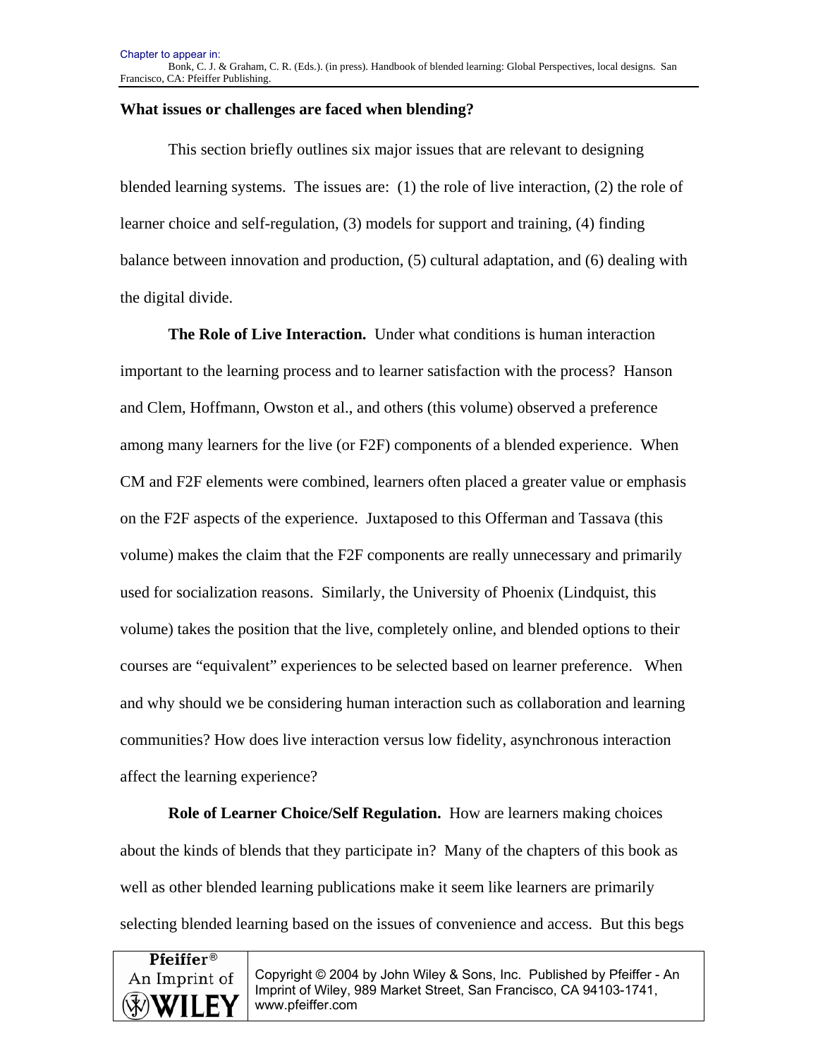**What issues or challenges are faced when blending?**

This section briefly outlines six major issues that are relevant to designing blended learning systems. The issues are: (1) the role of live interaction, (2) the role of learner choice and self-regulation, (3) models for support and training, (4) finding balance between innovation and production, (5) cultural adaptation, and (6) dealing with the digital divide.

**The Role of Live Interaction.** Under what conditions is human interaction important to the learning process and to learner satisfaction with the process? Hanson and Clem, Hoffmann, Owston et al., and others (this volume) observed a preference among many learners for the live (or F2F) components of a blended experience. When CM and F2F elements were combined, learners often placed a greater value or emphasis on the F2F aspects of the experience. Juxtaposed to this Offerman and Tassava (this volume) makes the claim that the F2F components are really unnecessary and primarily used for socialization reasons. Similarly, the University of Phoenix (Lindquist, this volume) takes the position that the live, completely online, and blended options to their courses are "equivalent" experiences to be selected based on learner preference. When and why should we be considering human interaction such as collaboration and learning communities? How does live interaction versus low fidelity, asynchronous interaction affect the learning experience?

**Role of Learner Choice/Self Regulation.** How are learners making choices about the kinds of blends that they participate in? Many of the chapters of this book as well as other blended learning publications make it seem like learners are primarily selecting blended learning based on the issues of convenience and access. But this begs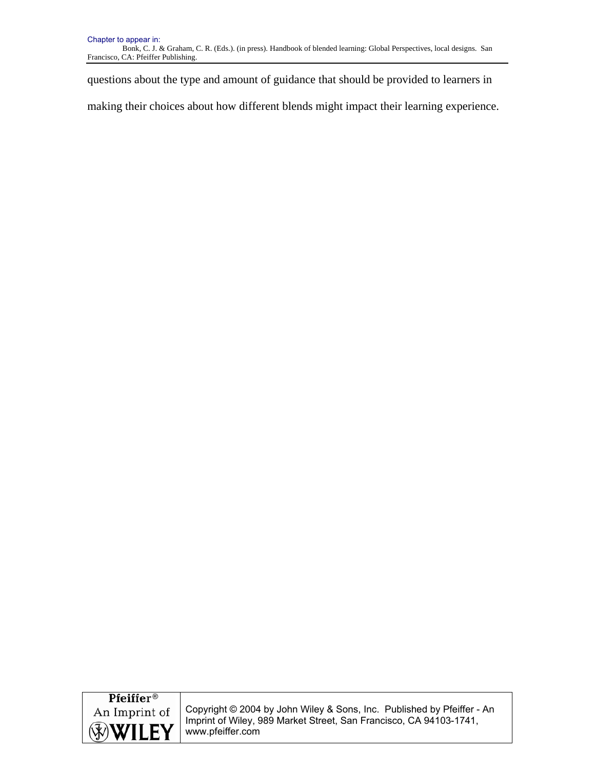questions about the type and amount of guidance that should be provided to learners in making their choices about how different blends might impact their learning experience.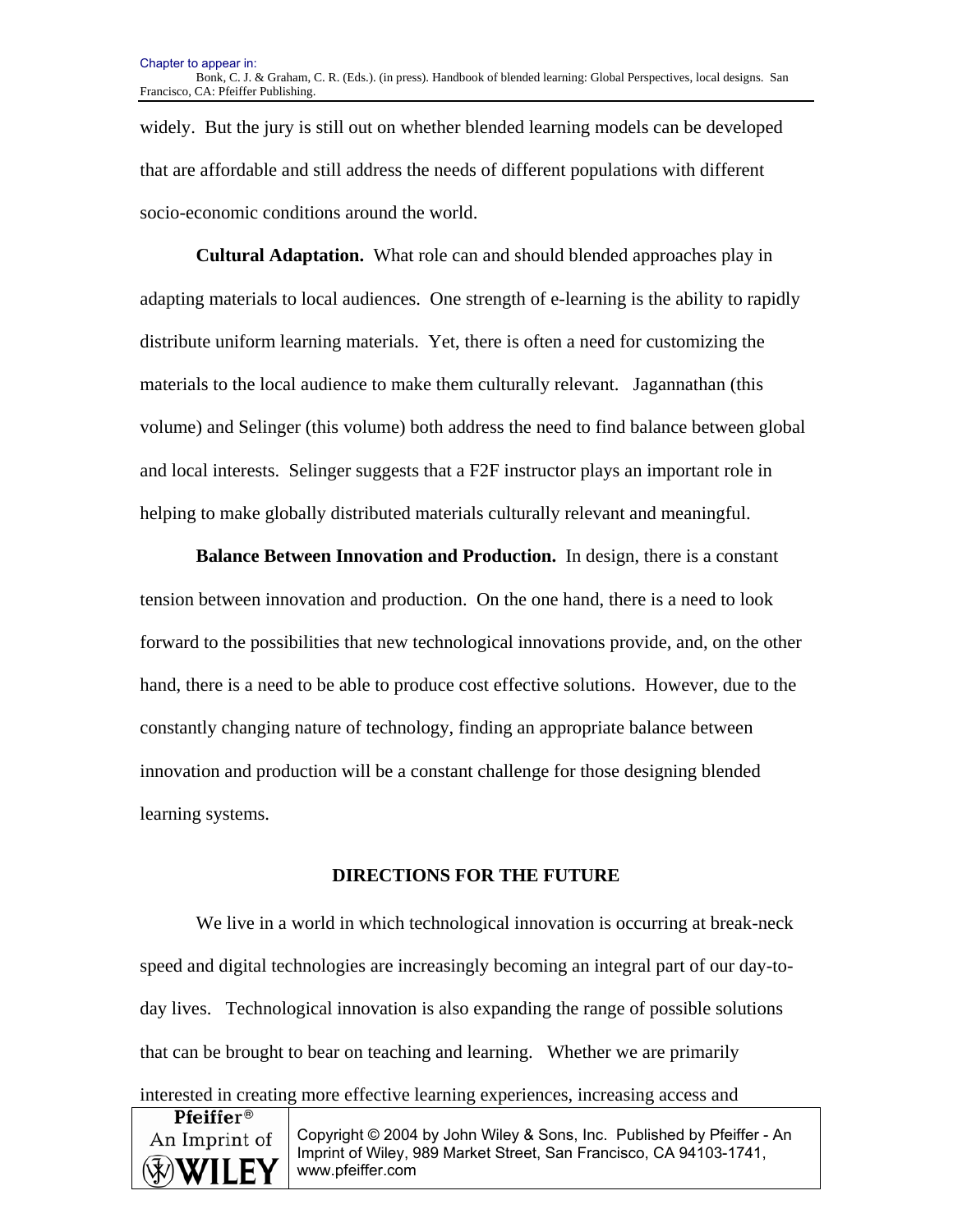widely. But the jury is still out on whether blended learning models can be developed that are affordable and still address the needs of different populations with different socio-economic conditions around the world.

**Cultural Adaptation.** What role can and should blended approaches play in adapting materials to local audiences. One strength of e-learning is the ability to rapidly distribute uniform learning materials. Yet, there is often a need for customizing the materials to the local audience to make them culturally relevant. Jagannathan (this volume) and Selinger (this volume) both address the need to find balance between global and local interests. Selinger suggests that a F2F instructor plays an important role in helping to make globally distributed materials culturally relevant and meaningful.

**Balance Between Innovation and Production.** In design, there is a constant tension between innovation and production. On the one hand, there is a need to look forward to the possibilities that new technological innovations provide, and, on the other hand, there is a need to be able to produce cost effective solutions. However, due to the constantly changing nature of technology, finding an appropriate balance between innovation and production will be a constant challenge for those designing blended learning systems.

## DIRECTIONS FOR THE FUTURE

We live in a world in which technological innovation is occurring at break-neck speed and digital technologies are increasingly becoming an integral part of our day-to-day lives. Technological innovation is also expanding the range of possible solutions that can be brought to bear on teaching and learning. Whether we are primarily interested in creating more effective learning experiences, increasing access and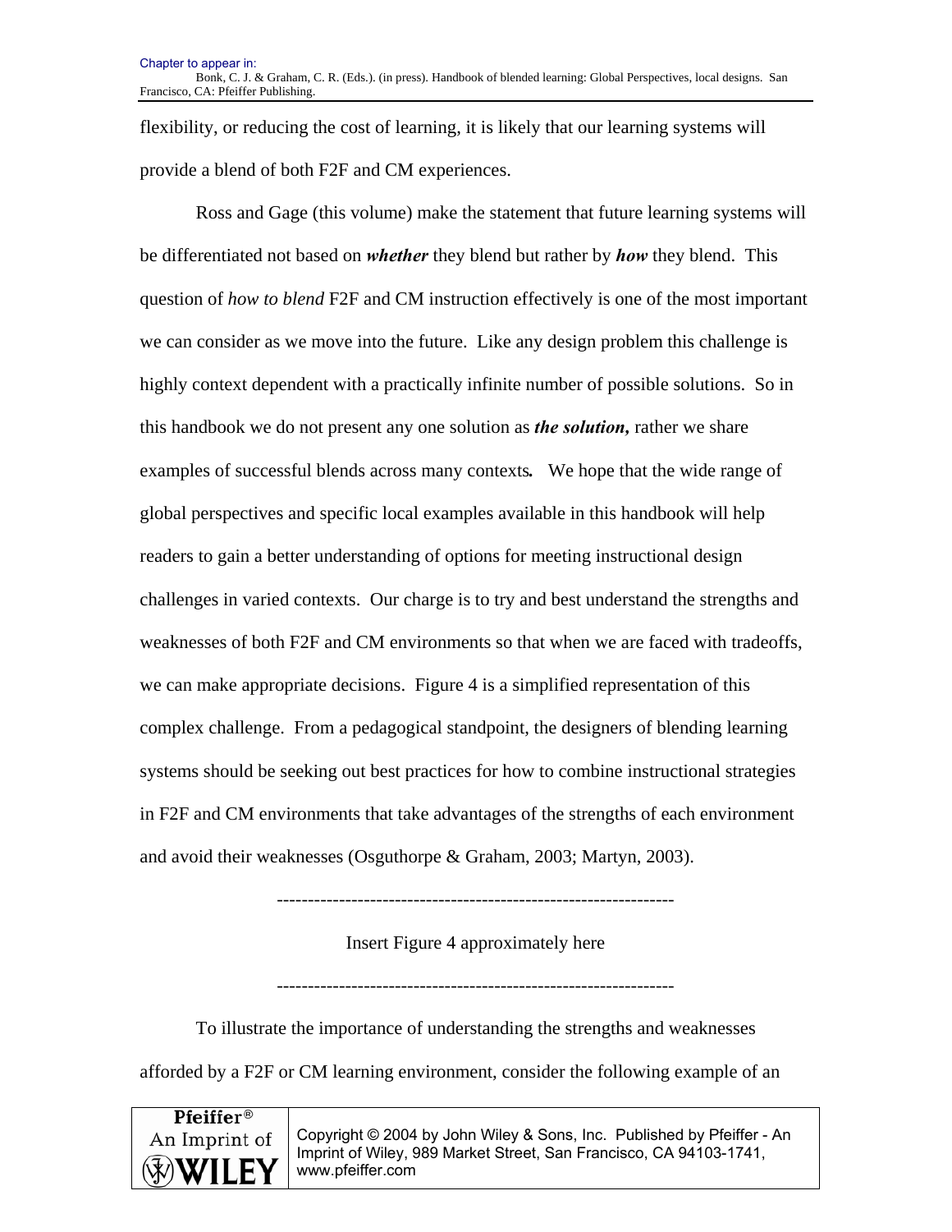flexibility, or reducing the cost of learning, it is likely that our learning systems will provide a blend of both F2F and CM experiences.

Ross and Gage (this volume) make the statement that future learning systems will be differentiated not based on ***whether*** they blend but rather by ***how*** they blend. This question of *how to blend* F2F and CM instruction effectively is one of the most important we can consider as we move into the future. Like any design problem this challenge is highly context dependent with a practically infinite number of possible solutions. So in this handbook we do not present any one solution as ***the solution,*** rather we share examples of successful blends across many contexts**.** We hope that the wide range of global perspectives and specific local examples available in this handbook will help readers to gain a better understanding of options for meeting instructional design challenges in varied contexts. Our charge is to try and best understand the strengths and weaknesses of both F2F and CM environments so that when we are faced with tradeoffs, we can make appropriate decisions. Figure 4 is a simplified representation of this complex challenge. From a pedagogical standpoint, the designers of blending learning systems should be seeking out best practices for how to combine instructional strategies in F2F and CM environments that take advantages of the strengths of each environment and avoid their weaknesses (Osguthorpe & Graham, 2003; Martyn, 2003).

---------------------------------------------------------------

Insert Figure 4 approximately here

---------------------------------------------------------------

To illustrate the importance of understanding the strengths and weaknesses afforded by a F2F or CM learning environment, consider the following example of an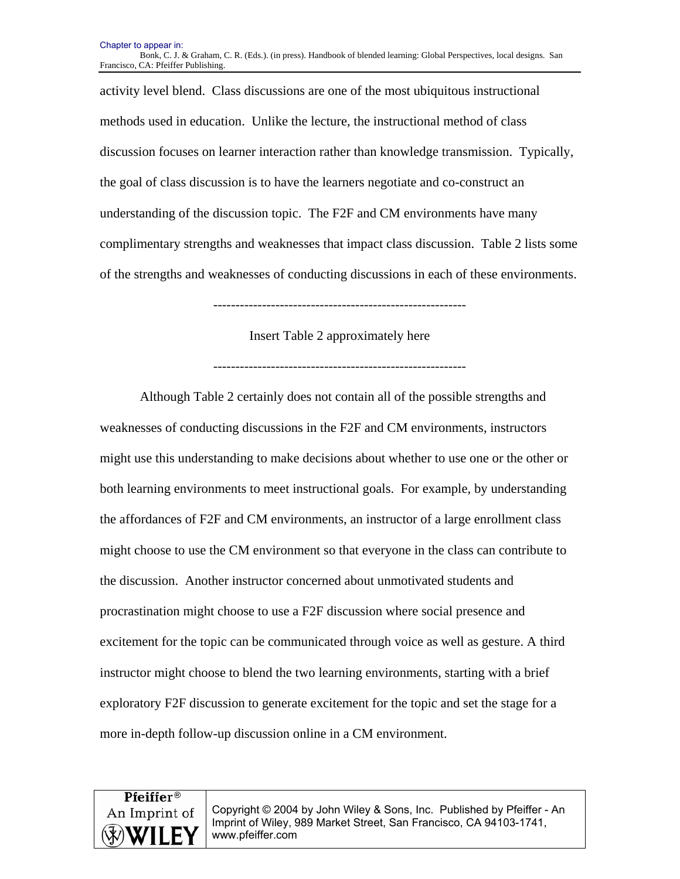activity level blend. Class discussions are one of the most ubiquitous instructional methods used in education. Unlike the lecture, the instructional method of class discussion focuses on learner interaction rather than knowledge transmission. Typically, the goal of class discussion is to have the learners negotiate and co-construct an understanding of the discussion topic. The F2F and CM environments have many complimentary strengths and weaknesses that impact class discussion. Table 2 lists some of the strengths and weaknesses of conducting discussions in each of these environments.

---------------------------------------------------------

Insert Table 2 approximately here

---------------------------------------------------------

Although Table 2 certainly does not contain all of the possible strengths and weaknesses of conducting discussions in the F2F and CM environments, instructors might use this understanding to make decisions about whether to use one or the other or both learning environments to meet instructional goals. For example, by understanding the affordances of F2F and CM environments, an instructor of a large enrollment class might choose to use the CM environment so that everyone in the class can contribute to the discussion. Another instructor concerned about unmotivated students and procrastination might choose to use a F2F discussion where social presence and excitement for the topic can be communicated through voice as well as gesture. A third instructor might choose to blend the two learning environments, starting with a brief exploratory F2F discussion to generate excitement for the topic and set the stage for a more in-depth follow-up discussion online in a CM environment.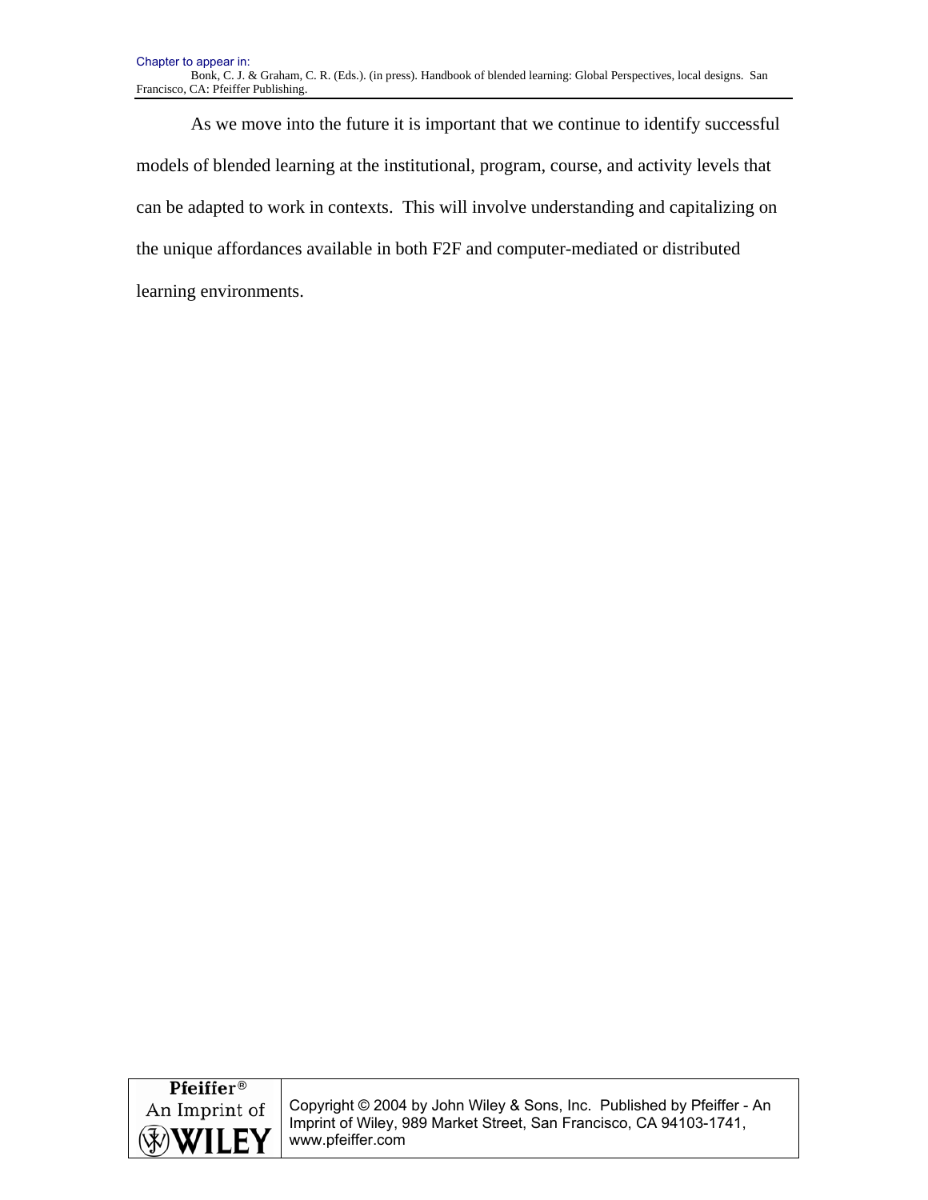As we move into the future it is important that we continue to identify successful models of blended learning at the institutional, program, course, and activity levels that can be adapted to work in contexts. This will involve understanding and capitalizing on the unique affordances available in both F2F and computer-mediated or distributed learning environments.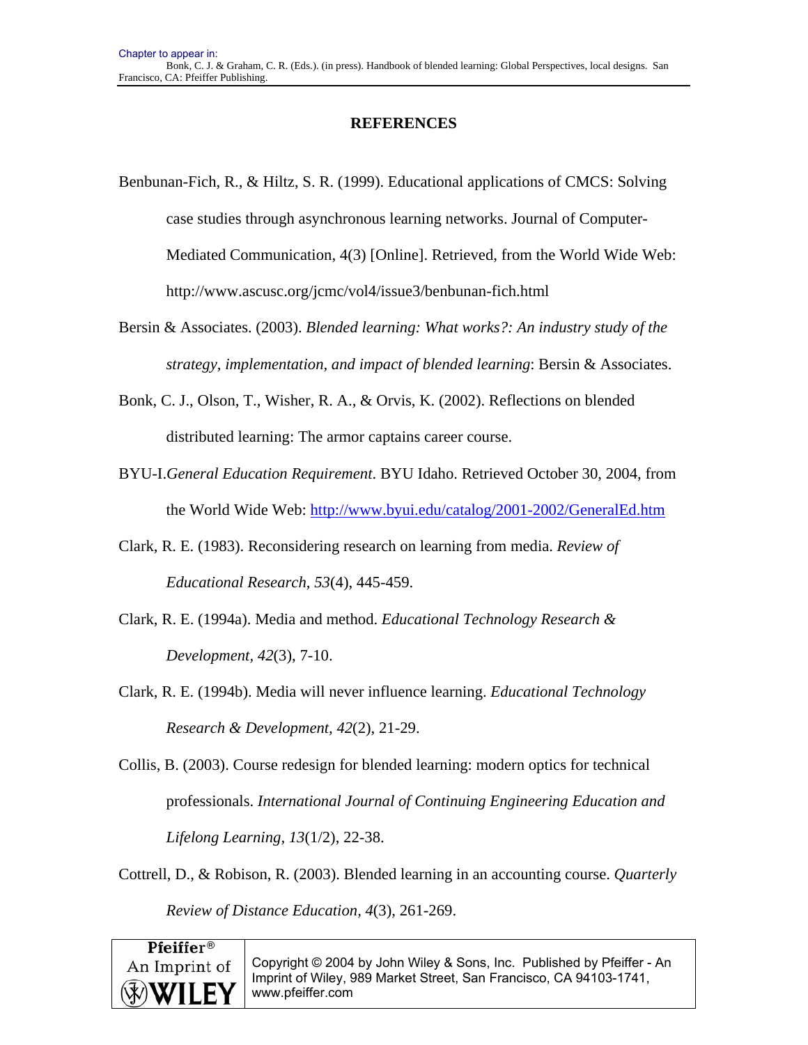## REFERENCES

Benbunan-Fich, R., & Hiltz, S. R. (1999). Educational applications of CMCS: Solving case studies through asynchronous learning networks. Journal of Computer-Mediated Communication, 4(3) [Online]. Retrieved, from the World Wide Web: http://www.ascusc.org/jcmc/vol4/issue3/benbunan-fich.html

Bersin & Associates. (2003). *Blended learning: What works?: An industry study of the strategy, implementation, and impact of blended learning*: Bersin & Associates.

Bonk, C. J., Olson, T., Wisher, R. A., & Orvis, K. (2002). Reflections on blended distributed learning: The armor captains career course.

BYU-I.*General Education Requirement*. BYU Idaho. Retrieved October 30, 2004, from the World Wide Web: http://www.byui.edu/catalog/2001-2002/GeneralEd.htm

Clark, R. E. (1983). Reconsidering research on learning from media. *Review of Educational Research, 53*(4), 445-459.

Clark, R. E. (1994a). Media and method. *Educational Technology Research & Development, 42*(3), 7-10.

Clark, R. E. (1994b). Media will never influence learning. *Educational Technology Research & Development, 42*(2), 21-29.

Collis, B. (2003). Course redesign for blended learning: modern optics for technical professionals. *International Journal of Continuing Engineering Education and Lifelong Learning, 13*(1/2), 22-38.

Cottrell, D., & Robison, R. (2003). Blended learning in an accounting course. *Quarterly Review of Distance Education, 4*(3), 261-269.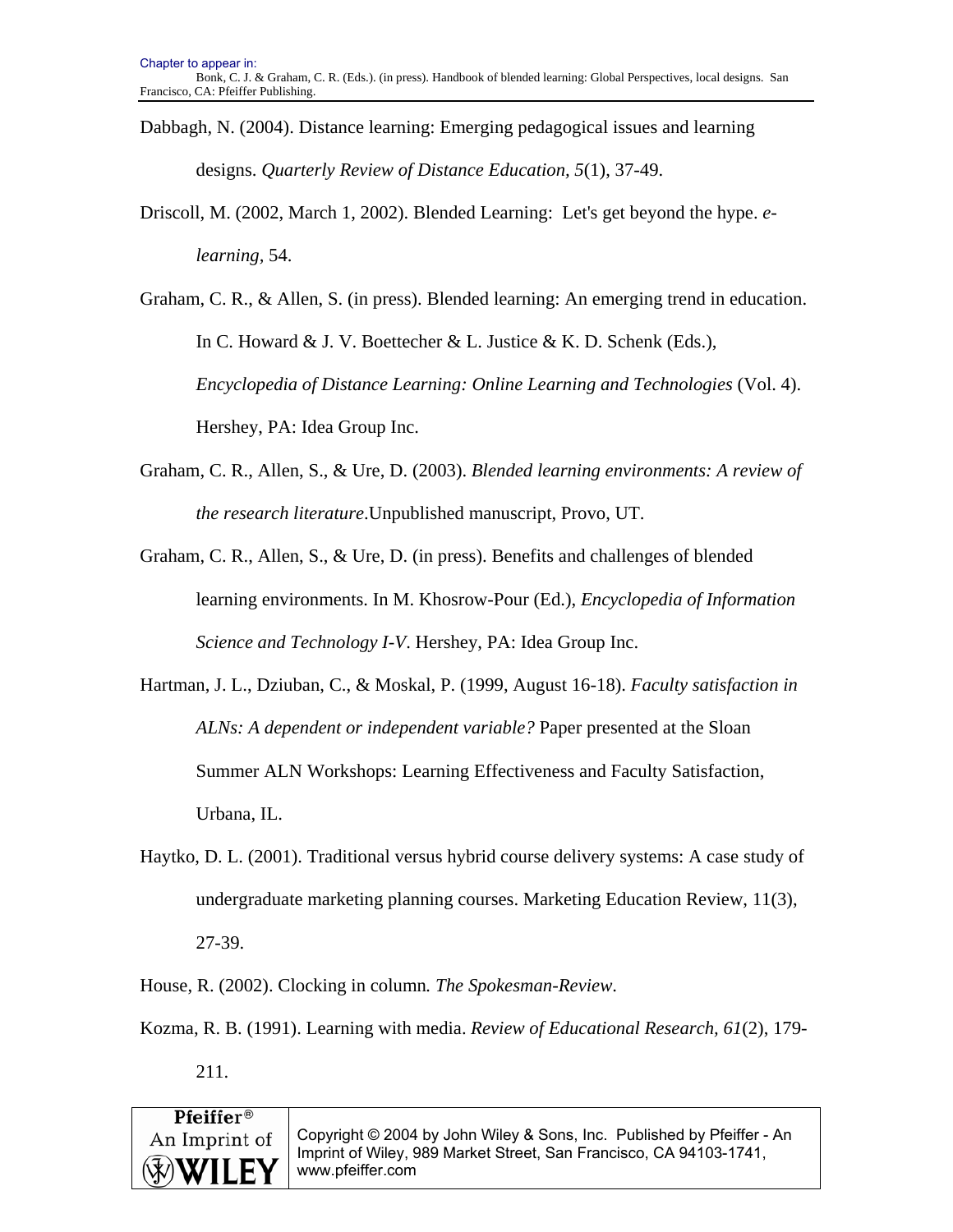Dabbagh, N. (2004). Distance learning: Emerging pedagogical issues and learning designs. *Quarterly Review of Distance Education, 5*(1), 37-49.

Driscoll, M. (2002, March 1, 2002). Blended Learning: Let's get beyond the hype. *e-learning*, 54.

Graham, C. R., & Allen, S. (in press). Blended learning: An emerging trend in education. In C. Howard & J. V. Boettecher & L. Justice & K. D. Schenk (Eds.), *Encyclopedia of Distance Learning: Online Learning and Technologies* (Vol. 4). Hershey, PA: Idea Group Inc.

Graham, C. R., Allen, S., & Ure, D. (2003). *Blended learning environments: A review of the research literature*.Unpublished manuscript, Provo, UT.

Graham, C. R., Allen, S., & Ure, D. (in press). Benefits and challenges of blended learning environments. In M. Khosrow-Pour (Ed.), *Encyclopedia of Information Science and Technology I-V*. Hershey, PA: Idea Group Inc.

Hartman, J. L., Dziuban, C., & Moskal, P. (1999, August 16-18). *Faculty satisfaction in ALNs: A dependent or independent variable?* Paper presented at the Sloan Summer ALN Workshops: Learning Effectiveness and Faculty Satisfaction, Urbana, IL.

Haytko, D. L. (2001). Traditional versus hybrid course delivery systems: A case study of undergraduate marketing planning courses. Marketing Education Review, 11(3), 27-39.

House, R. (2002). Clocking in column. *The Spokesman-Review*.

Kozma, R. B. (1991). Learning with media. *Review of Educational Research, 61*(2), 179-211.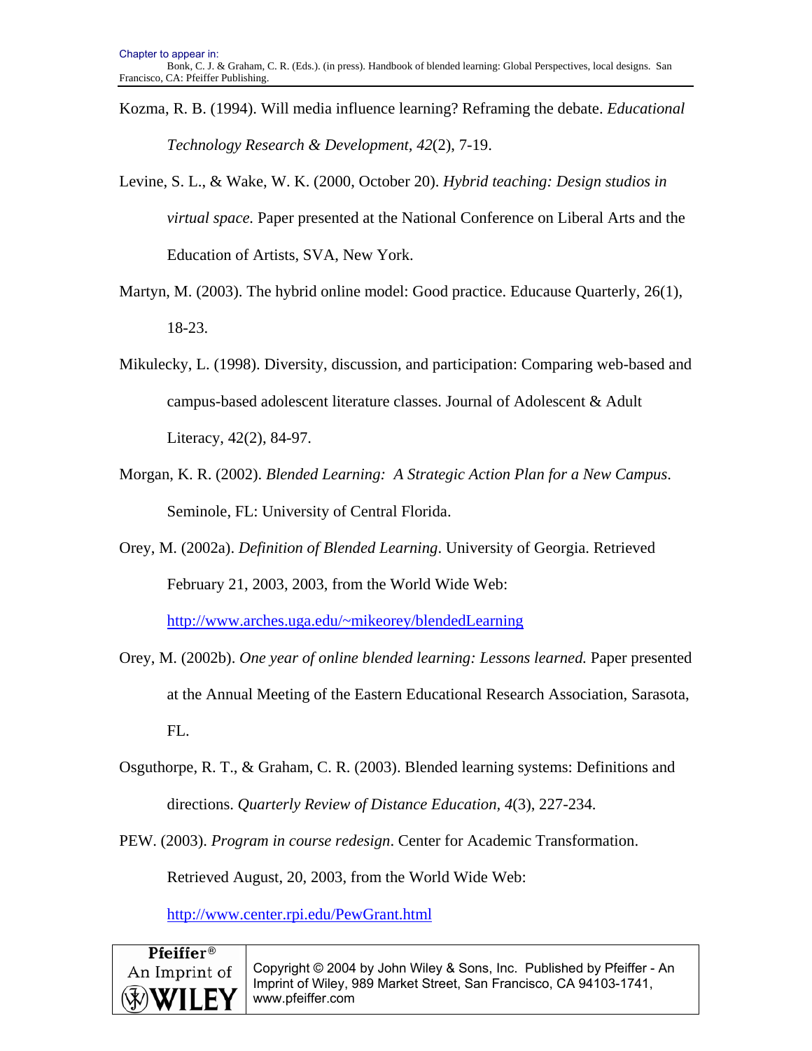Kozma, R. B. (1994). Will media influence learning? Reframing the debate. *Educational Technology Research & Development*, *42*(2), 7-19.

Levine, S. L., & Wake, W. K. (2000, October 20). *Hybrid teaching: Design studios in virtual space.* Paper presented at the National Conference on Liberal Arts and the Education of Artists, SVA, New York.

Martyn, M. (2003). The hybrid online model: Good practice. Educause Quarterly, 26(1), 18-23.

Mikulecky, L. (1998). Diversity, discussion, and participation: Comparing web-based and campus-based adolescent literature classes. Journal of Adolescent & Adult Literacy, 42(2), 84-97.

Morgan, K. R. (2002). *Blended Learning: A Strategic Action Plan for a New Campus*. Seminole, FL: University of Central Florida.

Orey, M. (2002a). *Definition of Blended Learning*. University of Georgia. Retrieved February 21, 2003, 2003, from the World Wide Web: http://www.arches.uga.edu/~mikeorey/blendedLearning

Orey, M. (2002b). *One year of online blended learning: Lessons learned.* Paper presented at the Annual Meeting of the Eastern Educational Research Association, Sarasota, FL.

Osguthorpe, R. T., & Graham, C. R. (2003). Blended learning systems: Definitions and directions. *Quarterly Review of Distance Education, 4*(3), 227-234.

PEW. (2003). *Program in course redesign*. Center for Academic Transformation. Retrieved August, 20, 2003, from the World Wide Web: http://www.center.rpi.edu/PewGrant.html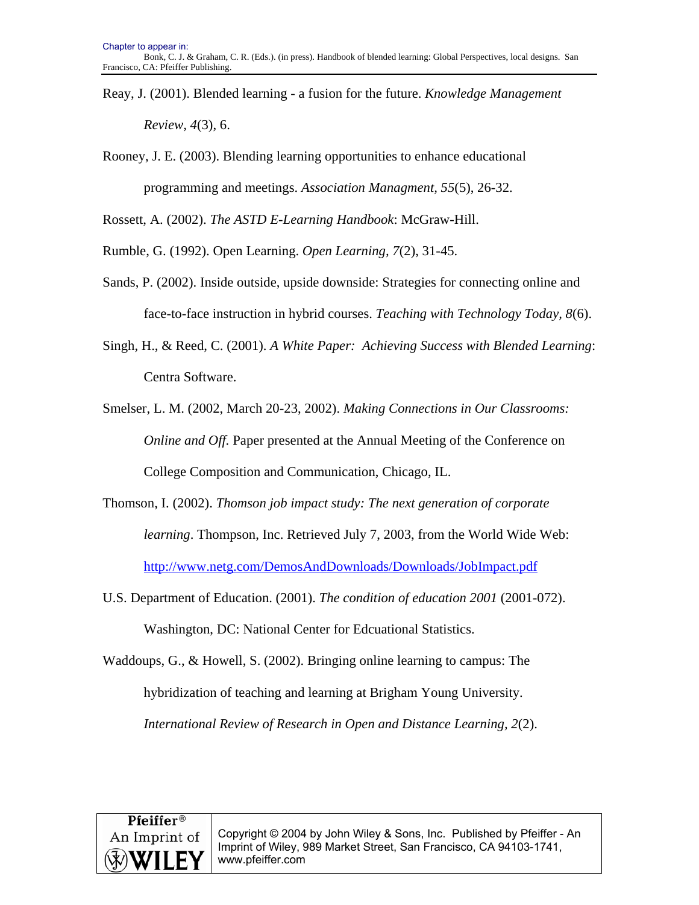Reay, J. (2001). Blended learning - a fusion for the future. *Knowledge Management Review, 4*(3), 6.

Rooney, J. E. (2003). Blending learning opportunities to enhance educational programming and meetings. *Association Managment, 55*(5), 26-32.

Rossett, A. (2002). *The ASTD E-Learning Handbook*: McGraw-Hill.

Rumble, G. (1992). Open Learning. *Open Learning, 7*(2), 31-45.

Sands, P. (2002). Inside outside, upside downside: Strategies for connecting online and face-to-face instruction in hybrid courses. *Teaching with Technology Today, 8*(6).

Singh, H., & Reed, C. (2001). *A White Paper: Achieving Success with Blended Learning*: Centra Software.

Smelser, L. M. (2002, March 20-23, 2002). *Making Connections in Our Classrooms: Online and Off.* Paper presented at the Annual Meeting of the Conference on College Composition and Communication, Chicago, IL.

Thomson, I. (2002). *Thomson job impact study: The next generation of corporate learning*. Thompson, Inc. Retrieved July 7, 2003, from the World Wide Web: http://www.netg.com/DemosAndDownloads/Downloads/JobImpact.pdf

U.S. Department of Education. (2001). *The condition of education 2001* (2001-072). Washington, DC: National Center for Edcuational Statistics.

Waddoups, G., & Howell, S. (2002). Bringing online learning to campus: The hybridization of teaching and learning at Brigham Young University. *International Review of Research in Open and Distance Learning, 2*(2).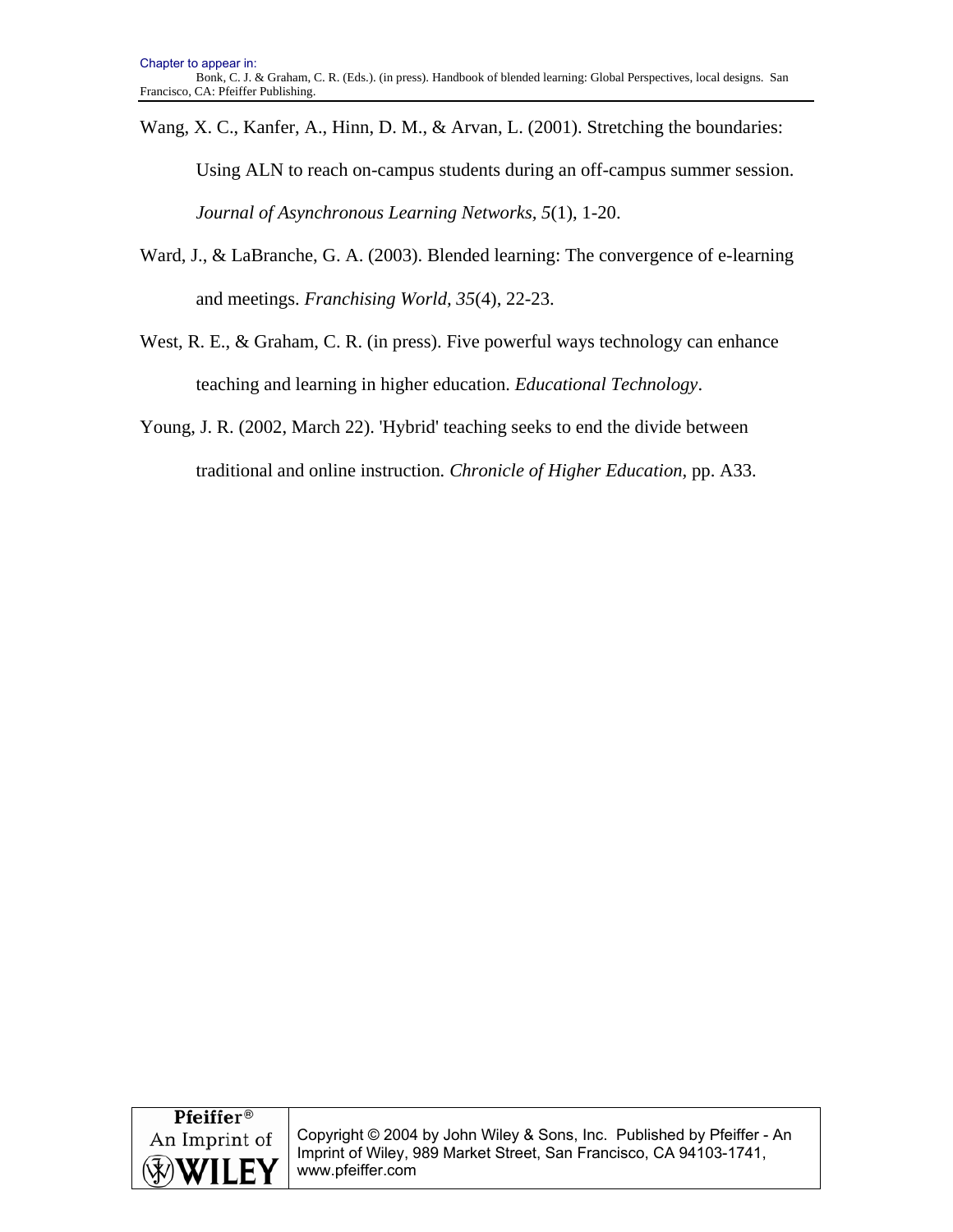Wang, X. C., Kanfer, A., Hinn, D. M., & Arvan, L. (2001). Stretching the boundaries: Using ALN to reach on-campus students during an off-campus summer session. *Journal of Asynchronous Learning Networks, 5*(1), 1-20.

Ward, J., & LaBranche, G. A. (2003). Blended learning: The convergence of e-learning and meetings. *Franchising World, 35*(4), 22-23.

West, R. E., & Graham, C. R. (in press). Five powerful ways technology can enhance teaching and learning in higher education. *Educational Technology*.

Young, J. R. (2002, March 22). 'Hybrid' teaching seeks to end the divide between traditional and online instruction. *Chronicle of Higher Education,* pp. A33.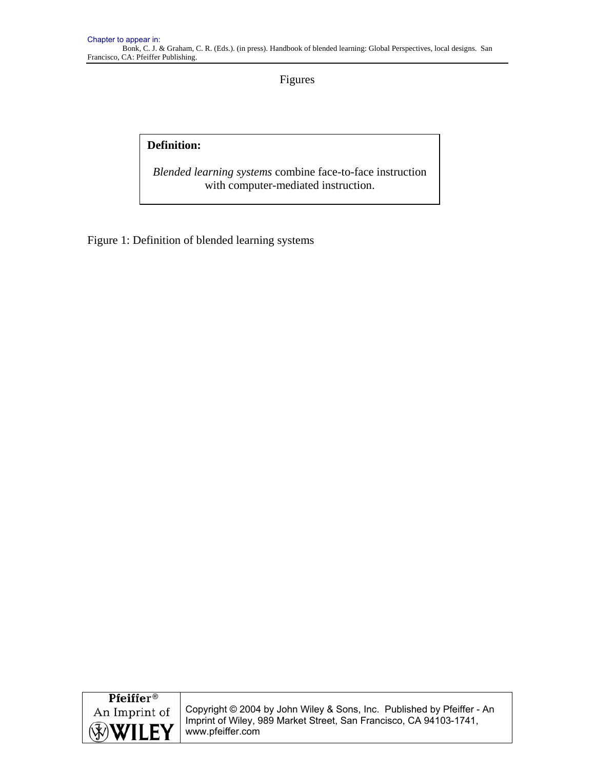Figures

**Definition:**

*Blended learning systems* combine face-to-face instruction with computer-mediated instruction.

Figure 1: Definition of blended learning systems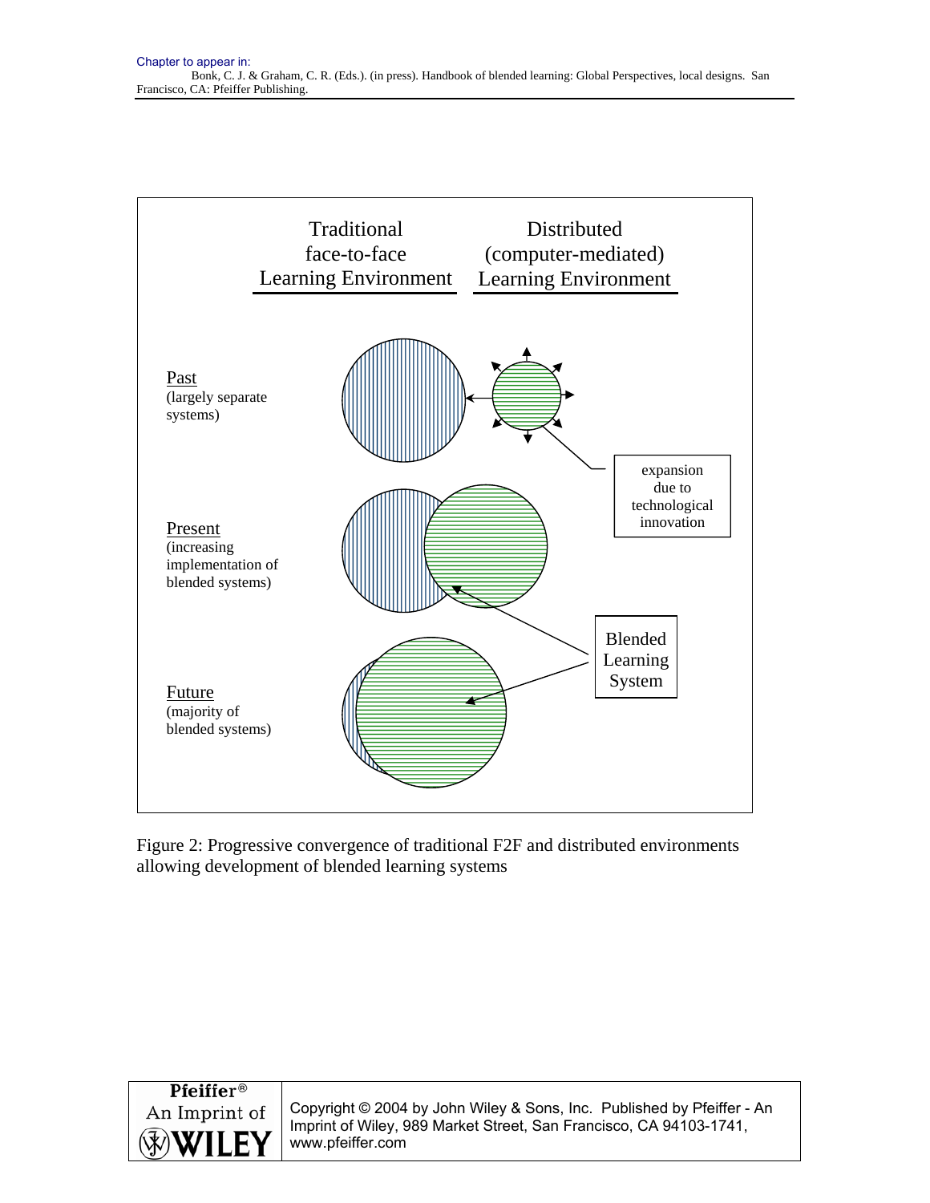Traditional face-to-face Learning Environment

Distributed (computer-mediated) Learning Environment

Past
(largely separate systems)

expansion due to technological innovation

Present
(increasing implementation of blended systems)

Blended Learning System

Future
(majority of blended systems)

Figure 2: Progressive convergence of traditional F2F and distributed environments allowing development of blended learning systems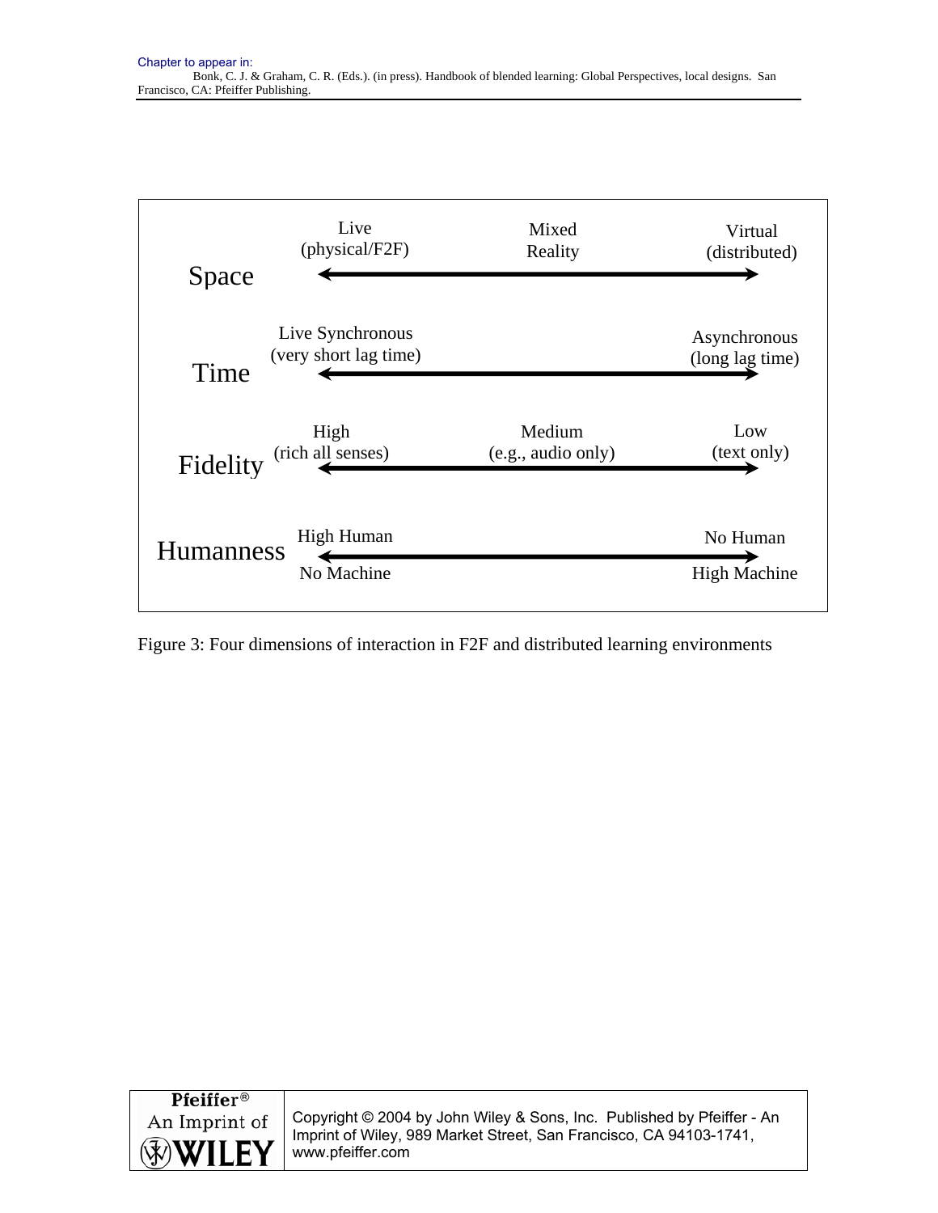| Dimension | Left end | Middle | Right end |
| --- | --- | --- | --- |
| Space | Live (physical/F2F) | Mixed Reality | Virtual (distributed) |
| Time | Live Synchronous (very short lag time) | | Asynchronous (long lag time) |
| Fidelity | High (rich all senses) | Medium (e.g., audio only) | Low (text only) |
| Humanness | High Human / No Machine | | No Human / High Machine |

Figure 3: Four dimensions of interaction in F2F and distributed learning environments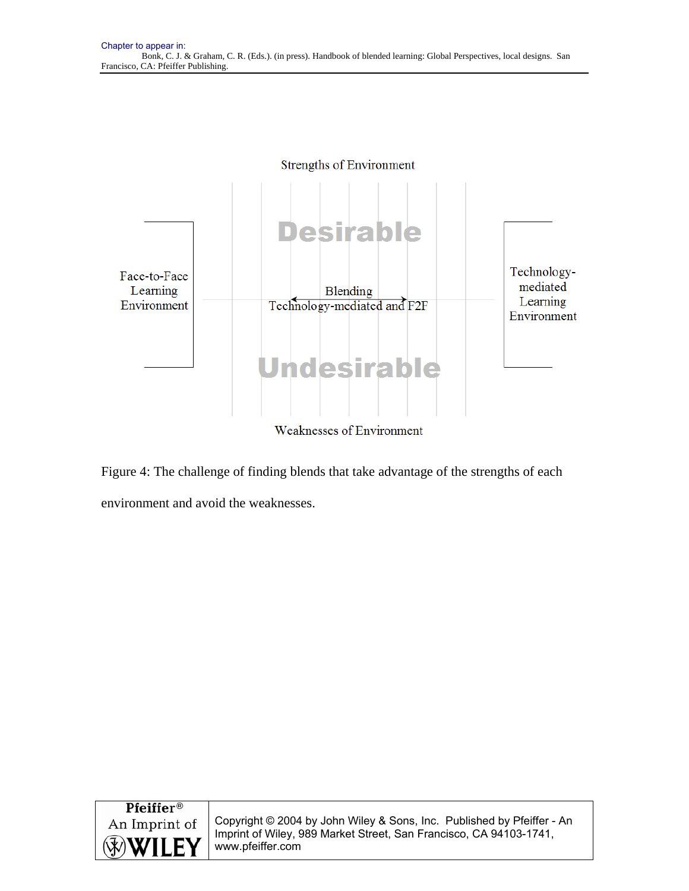Strengths of Environment

Desirable

Face-to-Face Learning Environment

Blending
Technology-mediated and F2F

Technology-mediated Learning Environment

Undesirable

Weaknesses of Environment

Figure 4: The challenge of finding blends that take advantage of the strengths of each environment and avoid the weaknesses.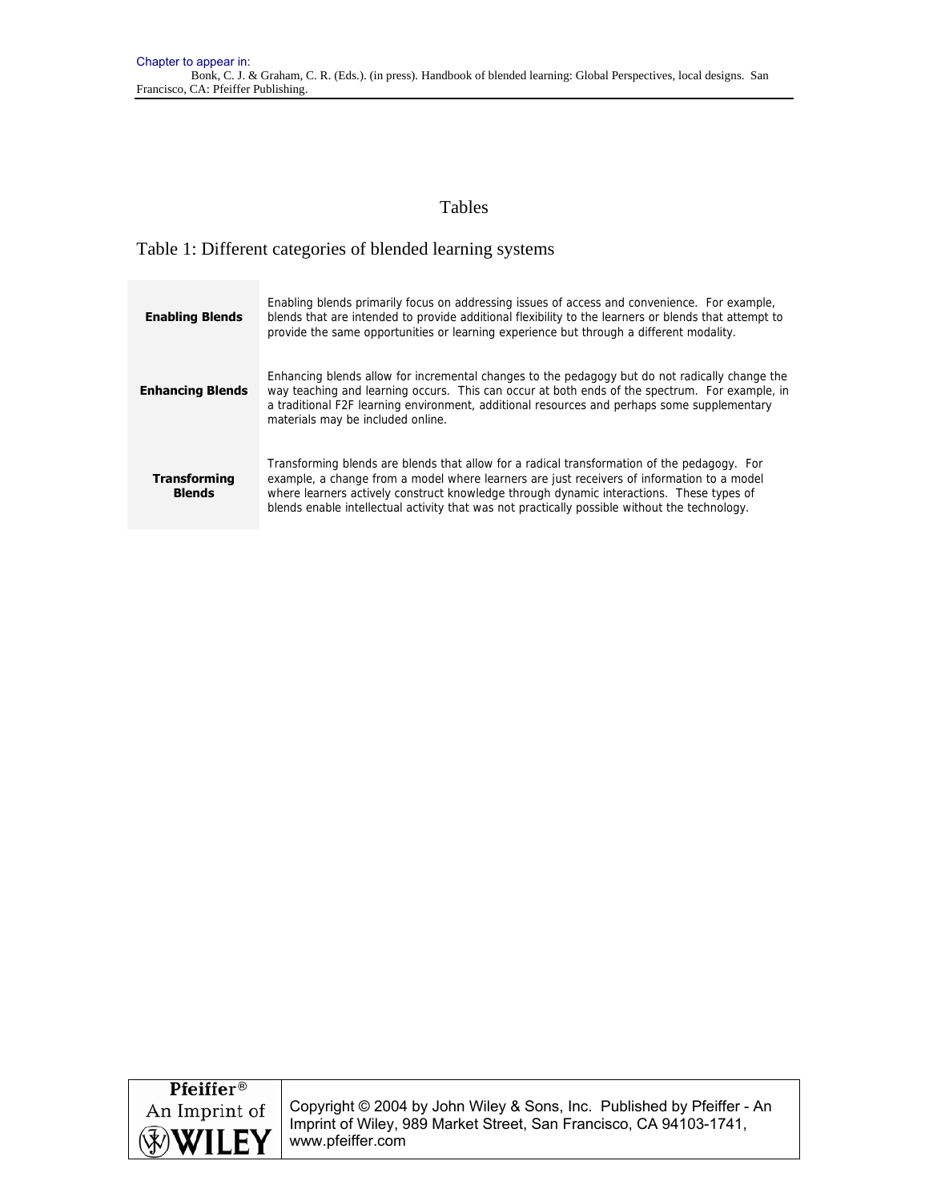# Tables

## Table 1: Different categories of blended learning systems

| | |
|---|---|
| **Enabling Blends** | Enabling blends primarily focus on addressing issues of access and convenience. For example, blends that are intended to provide additional flexibility to the learners or blends that attempt to provide the same opportunities or learning experience but through a different modality. |
| **Enhancing Blends** | Enhancing blends allow for incremental changes to the pedagogy but do not radically change the way teaching and learning occurs. This can occur at both ends of the spectrum. For example, in a traditional F2F learning environment, additional resources and perhaps some supplementary materials may be included online. |
| **Transforming Blends** | Transforming blends are blends that allow for a radical transformation of the pedagogy. For example, a change from a model where learners are just receivers of information to a model where learners actively construct knowledge through dynamic interactions. These types of blends enable intellectual activity that was not practically possible without the technology. |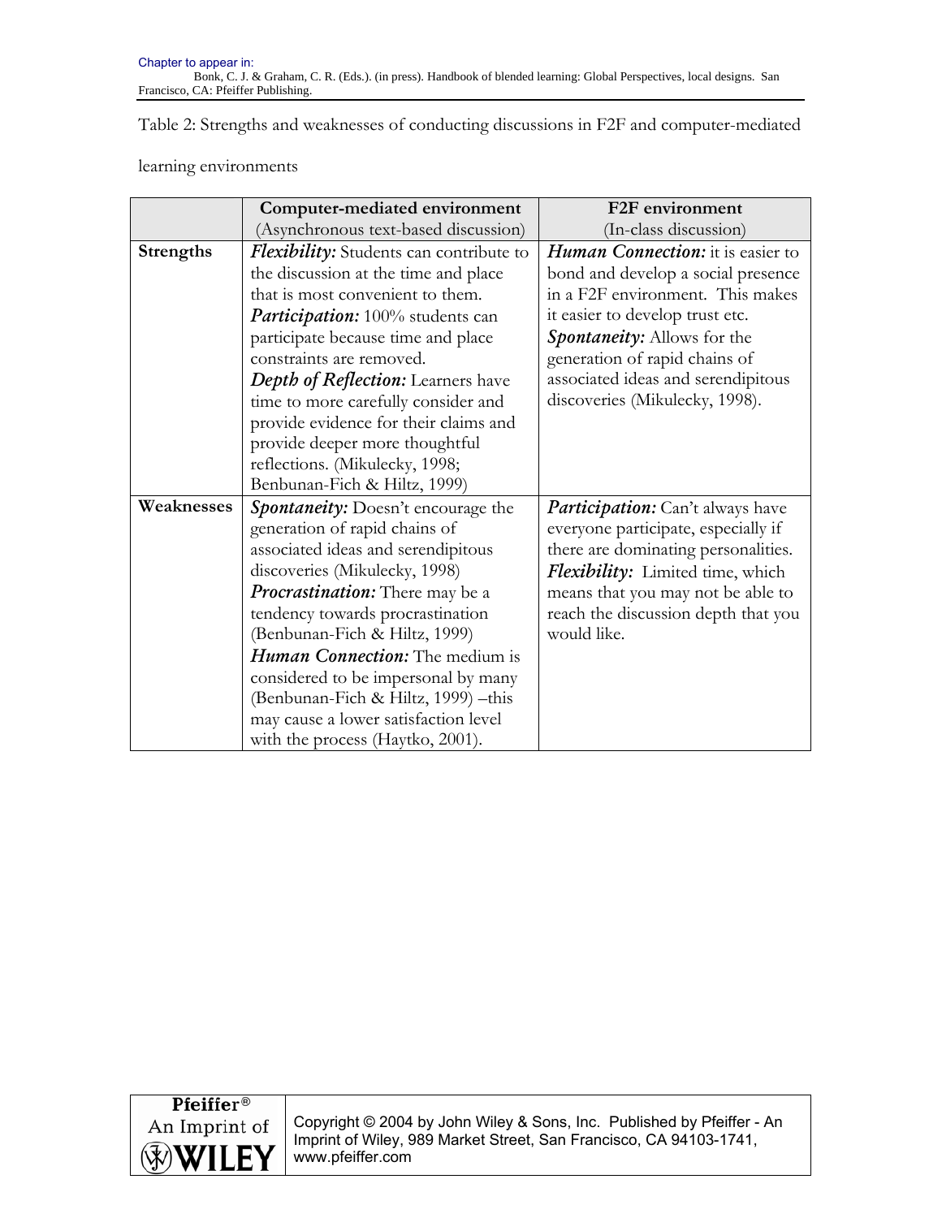Table 2: Strengths and weaknesses of conducting discussions in F2F and computer-mediated learning environments

| | **Computer-mediated environment** (Asynchronous text-based discussion) | **F2F environment** (In-class discussion) |
|---|---|---|
| **Strengths** | ***Flexibility:*** Students can contribute to the discussion at the time and place that is most convenient to them. ***Participation:*** 100% students can participate because time and place constraints are removed. ***Depth of Reflection:*** Learners have time to more carefully consider and provide evidence for their claims and provide deeper more thoughtful reflections. (Mikulecky, 1998; Benbunan-Fich & Hiltz, 1999) | ***Human Connection:*** it is easier to bond and develop a social presence in a F2F environment. This makes it easier to develop trust etc. ***Spontaneity:*** Allows for the generation of rapid chains of associated ideas and serendipitous discoveries (Mikulecky, 1998). |
| **Weaknesses** | ***Spontaneity:*** Doesn't encourage the generation of rapid chains of associated ideas and serendipitous discoveries (Mikulecky, 1998) ***Procrastination:*** There may be a tendency towards procrastination (Benbunan-Fich & Hiltz, 1999) ***Human Connection:*** The medium is considered to be impersonal by many (Benbunan-Fich & Hiltz, 1999) –this may cause a lower satisfaction level with the process (Haytko, 2001). | ***Participation:*** Can't always have everyone participate, especially if there are dominating personalities. ***Flexibility:*** Limited time, which means that you may not be able to reach the discussion depth that you would like. |